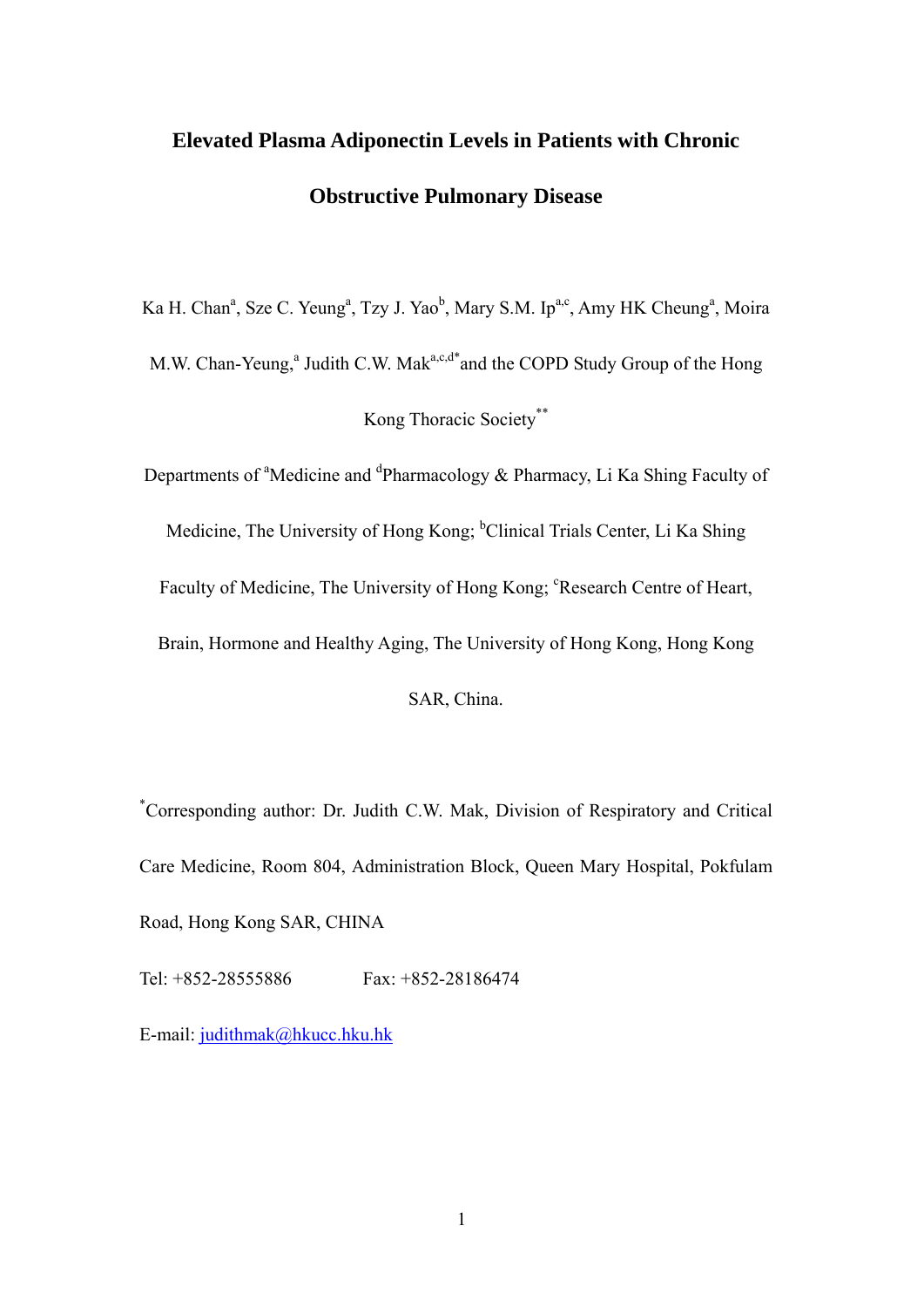# Elevated Plasma Adiponectin Levels in Patients with Chronic Obstructive Pulmonary Disease

Ka H. Chan[a], Sze C. Yeung[a], Tzy J. Yao[b], Mary S.M. Ip[a,c], Amy HK Cheung[a], Moira M.W. Chan-Yeung,[a] Judith C.W. Mak[a,c,d*] and the COPD Study Group of the Hong Kong Thoracic Society[**]

Departments of [a]Medicine and [d]Pharmacology & Pharmacy, Li Ka Shing Faculty of Medicine, The University of Hong Kong; [b]Clinical Trials Center, Li Ka Shing Faculty of Medicine, The University of Hong Kong; [c]Research Centre of Heart, Brain, Hormone and Healthy Aging, The University of Hong Kong, Hong Kong SAR, China.

[*]Corresponding author: Dr. Judith C.W. Mak, Division of Respiratory and Critical Care Medicine, Room 804, Administration Block, Queen Mary Hospital, Pokfulam Road, Hong Kong SAR, CHINA

Tel: +852-28555886 Fax: +852-28186474

E-mail: judithmak@hkucc.hku.hk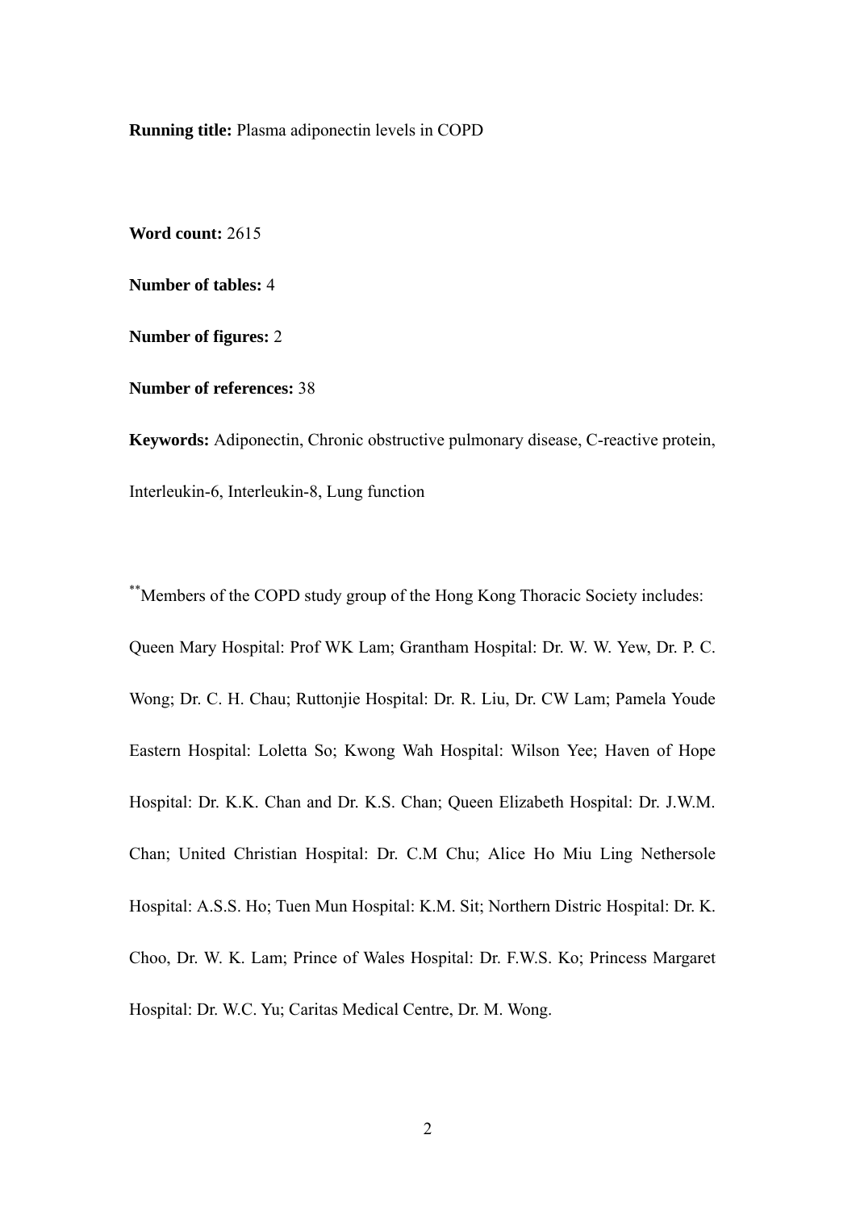**Running title:** Plasma adiponectin levels in COPD

**Word count:** 2615

**Number of tables:** 4

**Number of figures:** 2

**Number of references:** 38

**Keywords:** Adiponectin, Chronic obstructive pulmonary disease, C-reactive protein, Interleukin-6, Interleukin-8, Lung function

[**]Members of the COPD study group of the Hong Kong Thoracic Society includes: Queen Mary Hospital: Prof WK Lam; Grantham Hospital: Dr. W. W. Yew, Dr. P. C. Wong; Dr. C. H. Chau; Ruttonjie Hospital: Dr. R. Liu, Dr. CW Lam; Pamela Youde Eastern Hospital: Loletta So; Kwong Wah Hospital: Wilson Yee; Haven of Hope Hospital: Dr. K.K. Chan and Dr. K.S. Chan; Queen Elizabeth Hospital: Dr. J.W.M. Chan; United Christian Hospital: Dr. C.M Chu; Alice Ho Miu Ling Nethersole Hospital: A.S.S. Ho; Tuen Mun Hospital: K.M. Sit; Northern Distric Hospital: Dr. K. Choo, Dr. W. K. Lam; Prince of Wales Hospital: Dr. F.W.S. Ko; Princess Margaret Hospital: Dr. W.C. Yu; Caritas Medical Centre, Dr. M. Wong.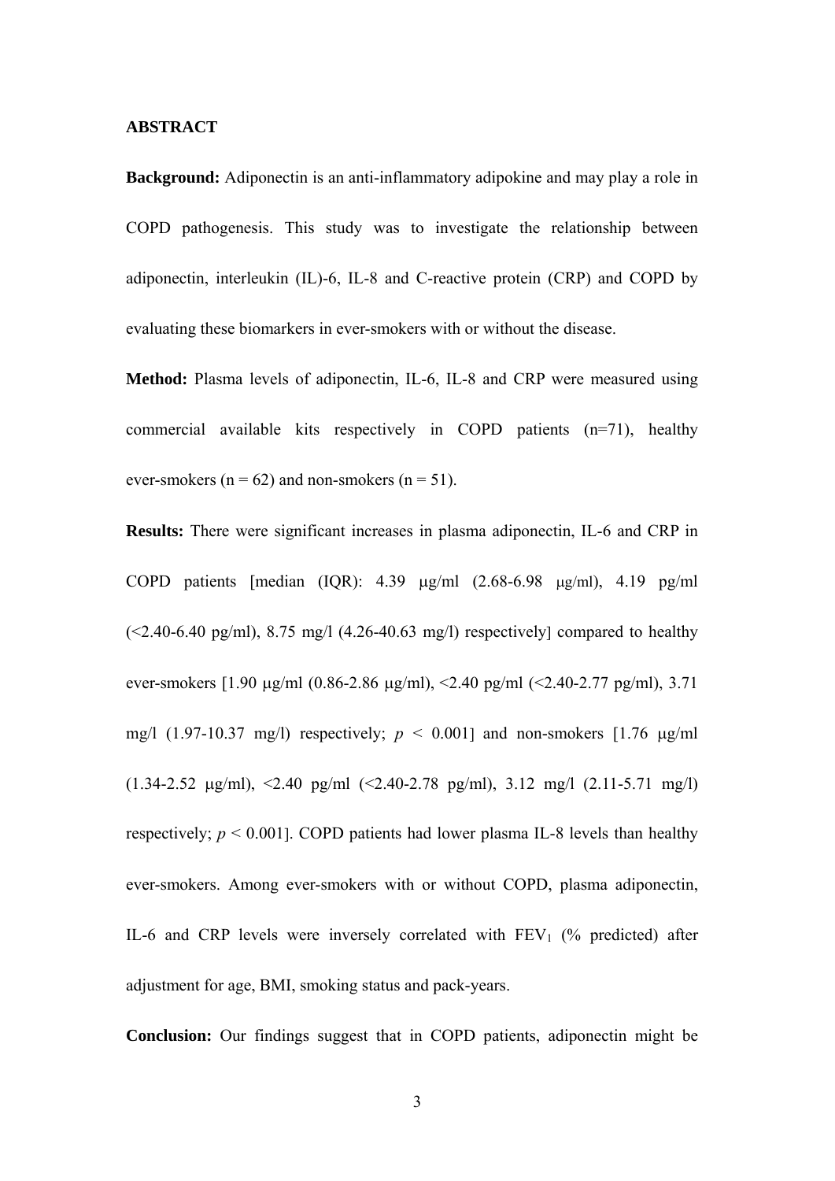## ABSTRACT

**Background:** Adiponectin is an anti-inflammatory adipokine and may play a role in COPD pathogenesis. This study was to investigate the relationship between adiponectin, interleukin (IL)-6, IL-8 and C-reactive protein (CRP) and COPD by evaluating these biomarkers in ever-smokers with or without the disease.

**Method:** Plasma levels of adiponectin, IL-6, IL-8 and CRP were measured using commercial available kits respectively in COPD patients (n=71), healthy ever-smokers (n = 62) and non-smokers (n = 51).

**Results:** There were significant increases in plasma adiponectin, IL-6 and CRP in COPD patients [median (IQR): 4.39 μg/ml (2.68-6.98 μg/ml), 4.19 pg/ml (<2.40-6.40 pg/ml), 8.75 mg/l (4.26-40.63 mg/l) respectively] compared to healthy ever-smokers [1.90 μg/ml (0.86-2.86 μg/ml), <2.40 pg/ml (<2.40-2.77 pg/ml), 3.71 mg/l (1.97-10.37 mg/l) respectively; $p < 0.001$] and non-smokers [1.76 μg/ml (1.34-2.52 μg/ml), <2.40 pg/ml (<2.40-2.78 pg/ml), 3.12 mg/l (2.11-5.71 mg/l) respectively; $p < 0.001$]. COPD patients had lower plasma IL-8 levels than healthy ever-smokers. Among ever-smokers with or without COPD, plasma adiponectin, IL-6 and CRP levels were inversely correlated with $FEV_1$ (% predicted) after adjustment for age, BMI, smoking status and pack-years.

**Conclusion:** Our findings suggest that in COPD patients, adiponectin might be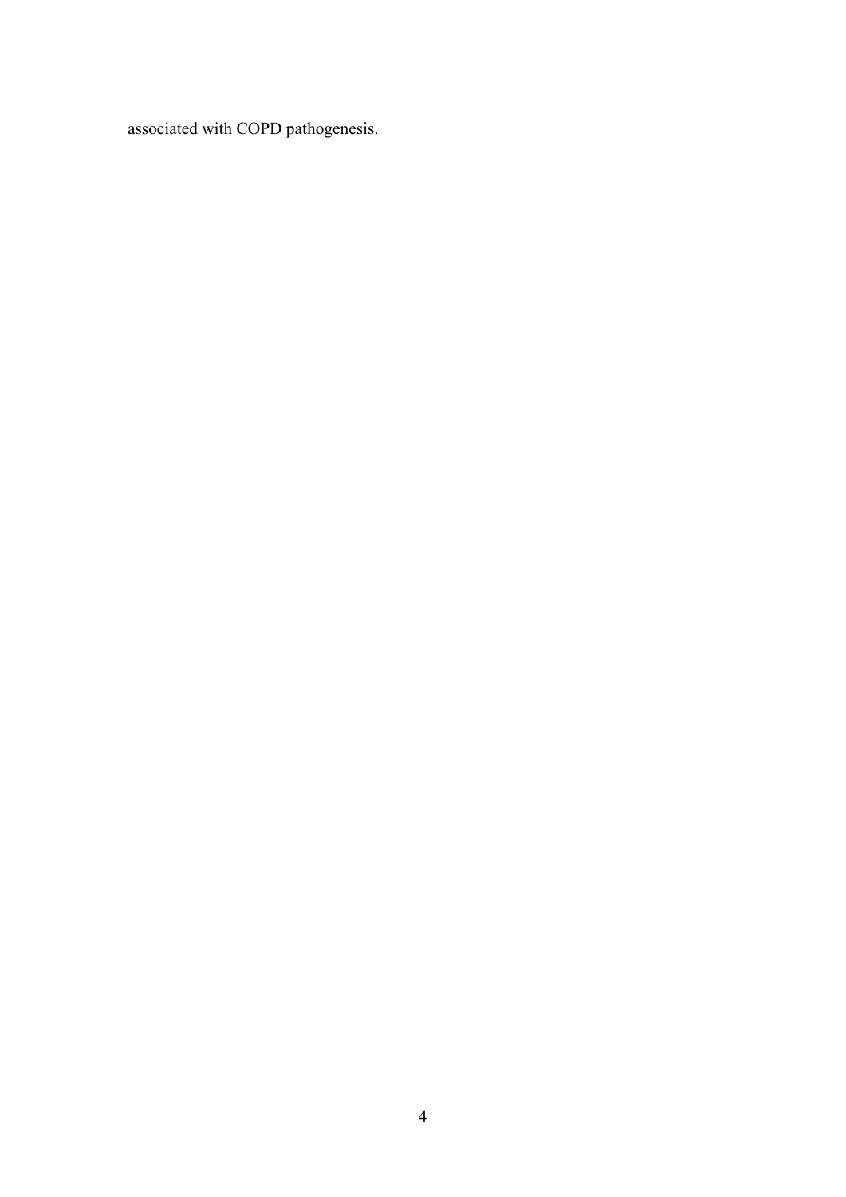associated with COPD pathogenesis.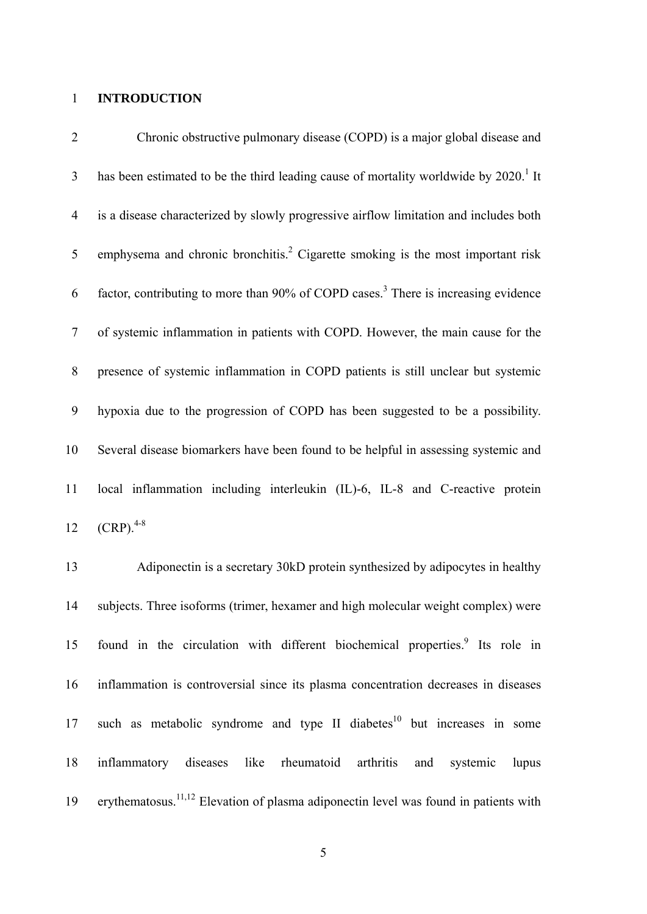## INTRODUCTION

Chronic obstructive pulmonary disease (COPD) is a major global disease and has been estimated to be the third leading cause of mortality worldwide by 2020.[1] It is a disease characterized by slowly progressive airflow limitation and includes both emphysema and chronic bronchitis.[2] Cigarette smoking is the most important risk factor, contributing to more than 90% of COPD cases.[3] There is increasing evidence of systemic inflammation in patients with COPD. However, the main cause for the presence of systemic inflammation in COPD patients is still unclear but systemic hypoxia due to the progression of COPD has been suggested to be a possibility. Several disease biomarkers have been found to be helpful in assessing systemic and local inflammation including interleukin (IL)-6, IL-8 and C-reactive protein (CRP).[4-8]

Adiponectin is a secretary 30kD protein synthesized by adipocytes in healthy subjects. Three isoforms (trimer, hexamer and high molecular weight complex) were found in the circulation with different biochemical properties.[9] Its role in inflammation is controversial since its plasma concentration decreases in diseases such as metabolic syndrome and type II diabetes[10] but increases in some inflammatory diseases like rheumatoid arthritis and systemic lupus erythematosus.[11,12] Elevation of plasma adiponectin level was found in patients with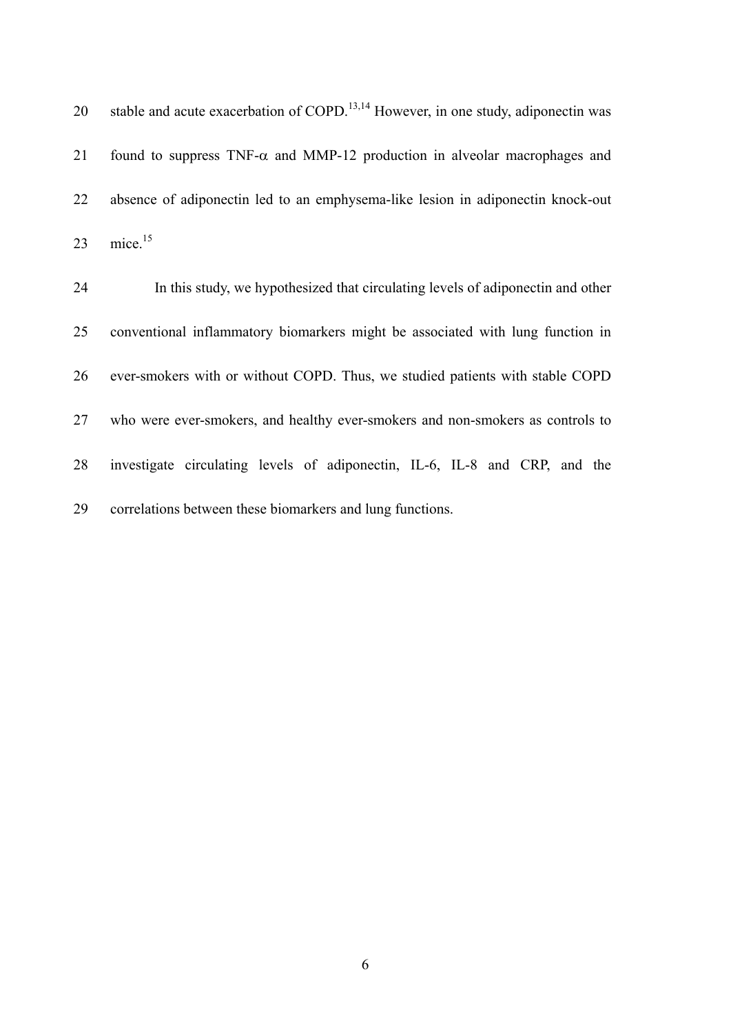stable and acute exacerbation of COPD.[13,14] However, in one study, adiponectin was found to suppress TNF-$\alpha$ and MMP-12 production in alveolar macrophages and absence of adiponectin led to an emphysema-like lesion in adiponectin knock-out mice.[15]

In this study, we hypothesized that circulating levels of adiponectin and other conventional inflammatory biomarkers might be associated with lung function in ever-smokers with or without COPD. Thus, we studied patients with stable COPD who were ever-smokers, and healthy ever-smokers and non-smokers as controls to investigate circulating levels of adiponectin, IL-6, IL-8 and CRP, and the correlations between these biomarkers and lung functions.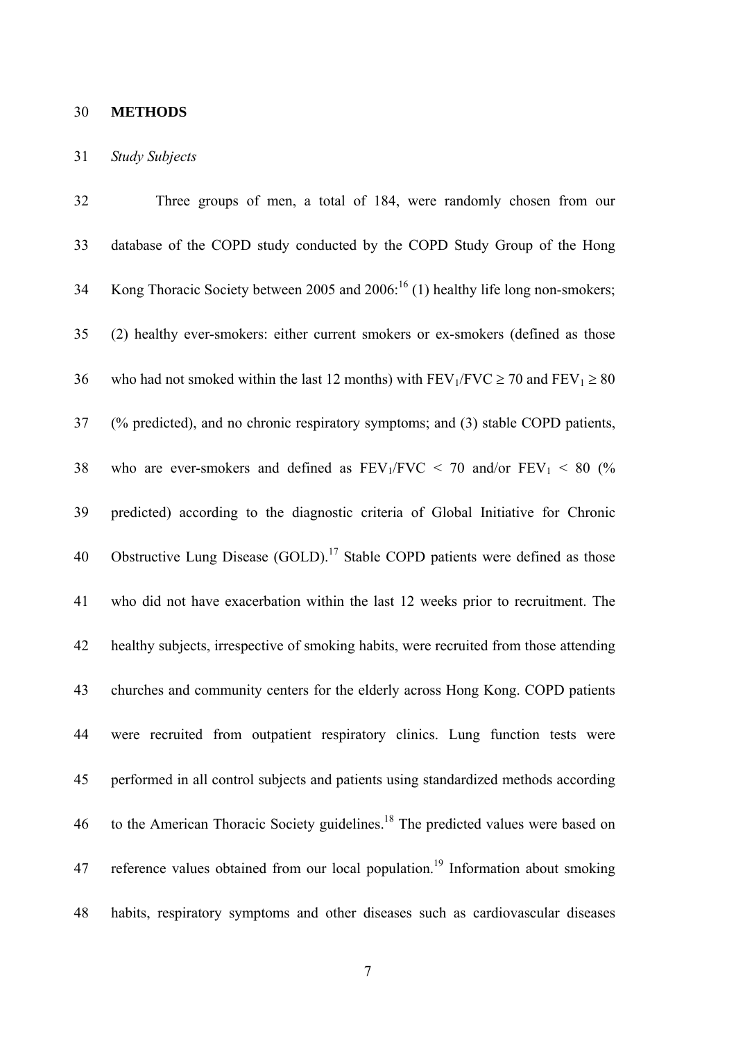## METHODS

### *Study Subjects*

Three groups of men, a total of 184, were randomly chosen from our database of the COPD study conducted by the COPD Study Group of the Hong Kong Thoracic Society between 2005 and 2006:[16] (1) healthy life long non-smokers; (2) healthy ever-smokers: either current smokers or ex-smokers (defined as those who had not smoked within the last 12 months) with $FEV_1/FVC \geq 70$ and $FEV_1 \geq 80$ (% predicted), and no chronic respiratory symptoms; and (3) stable COPD patients, who are ever-smokers and defined as $FEV_1/FVC < 70$ and/or $FEV_1 < 80$ (% predicted) according to the diagnostic criteria of Global Initiative for Chronic Obstructive Lung Disease (GOLD).[17] Stable COPD patients were defined as those who did not have exacerbation within the last 12 weeks prior to recruitment. The healthy subjects, irrespective of smoking habits, were recruited from those attending churches and community centers for the elderly across Hong Kong. COPD patients were recruited from outpatient respiratory clinics. Lung function tests were performed in all control subjects and patients using standardized methods according to the American Thoracic Society guidelines.[18] The predicted values were based on reference values obtained from our local population.[19] Information about smoking habits, respiratory symptoms and other diseases such as cardiovascular diseases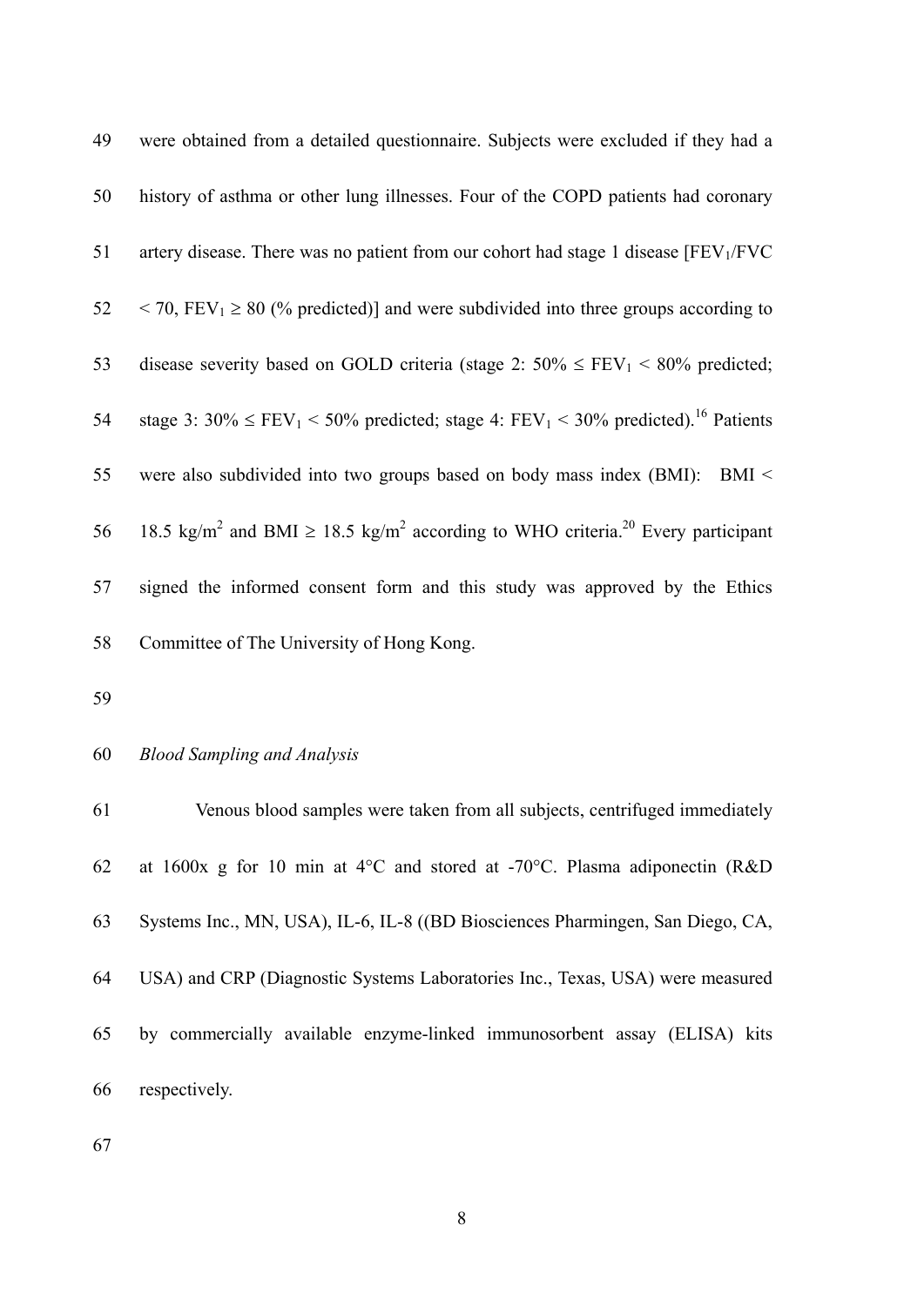were obtained from a detailed questionnaire. Subjects were excluded if they had a history of asthma or other lung illnesses. Four of the COPD patients had coronary artery disease. There was no patient from our cohort had stage 1 disease [$FEV_1/FVC < 70$, $FEV_1 \geq 80$ (% predicted)] and were subdivided into three groups according to disease severity based on GOLD criteria (stage 2: $50\% \leq FEV_1 < 80\%$ predicted; stage 3: $30\% \leq FEV_1 < 50\%$ predicted; stage 4: $FEV_1 < 30\%$ predicted).[16] Patients were also subdivided into two groups based on body mass index (BMI): BMI < 18.5 kg/m$^2$ and BMI ≥ 18.5 kg/m$^2$ according to WHO criteria.[20] Every participant signed the informed consent form and this study was approved by the Ethics Committee of The University of Hong Kong.

*Blood Sampling and Analysis*

Venous blood samples were taken from all subjects, centrifuged immediately at 1600x g for 10 min at 4°C and stored at -70°C. Plasma adiponectin (R&D Systems Inc., MN, USA), IL-6, IL-8 ((BD Biosciences Pharmingen, San Diego, CA, USA) and CRP (Diagnostic Systems Laboratories Inc., Texas, USA) were measured by commercially available enzyme-linked immunosorbent assay (ELISA) kits respectively.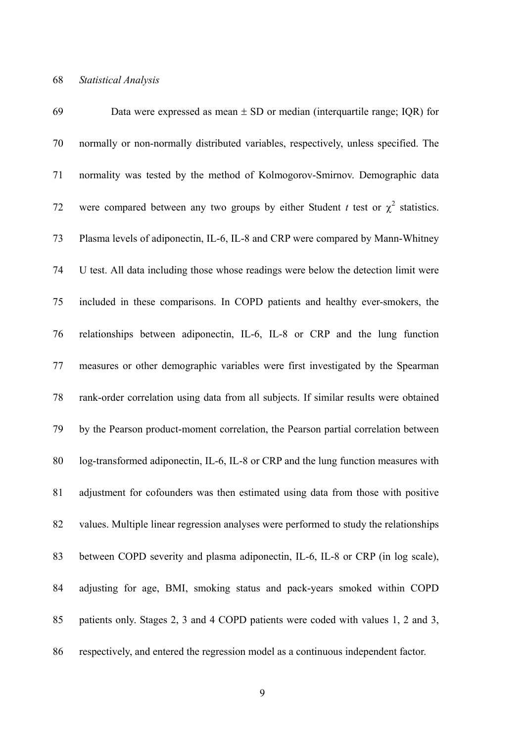*Statistical Analysis*

Data were expressed as mean ± SD or median (interquartile range; IQR) for normally or non-normally distributed variables, respectively, unless specified. The normality was tested by the method of Kolmogorov-Smirnov. Demographic data were compared between any two groups by either Student *t* test or $\chi^2$ statistics. Plasma levels of adiponectin, IL-6, IL-8 and CRP were compared by Mann-Whitney U test. All data including those whose readings were below the detection limit were included in these comparisons. In COPD patients and healthy ever-smokers, the relationships between adiponectin, IL-6, IL-8 or CRP and the lung function measures or other demographic variables were first investigated by the Spearman rank-order correlation using data from all subjects. If similar results were obtained by the Pearson product-moment correlation, the Pearson partial correlation between log-transformed adiponectin, IL-6, IL-8 or CRP and the lung function measures with adjustment for cofounders was then estimated using data from those with positive values. Multiple linear regression analyses were performed to study the relationships between COPD severity and plasma adiponectin, IL-6, IL-8 or CRP (in log scale), adjusting for age, BMI, smoking status and pack-years smoked within COPD patients only. Stages 2, 3 and 4 COPD patients were coded with values 1, 2 and 3, respectively, and entered the regression model as a continuous independent factor.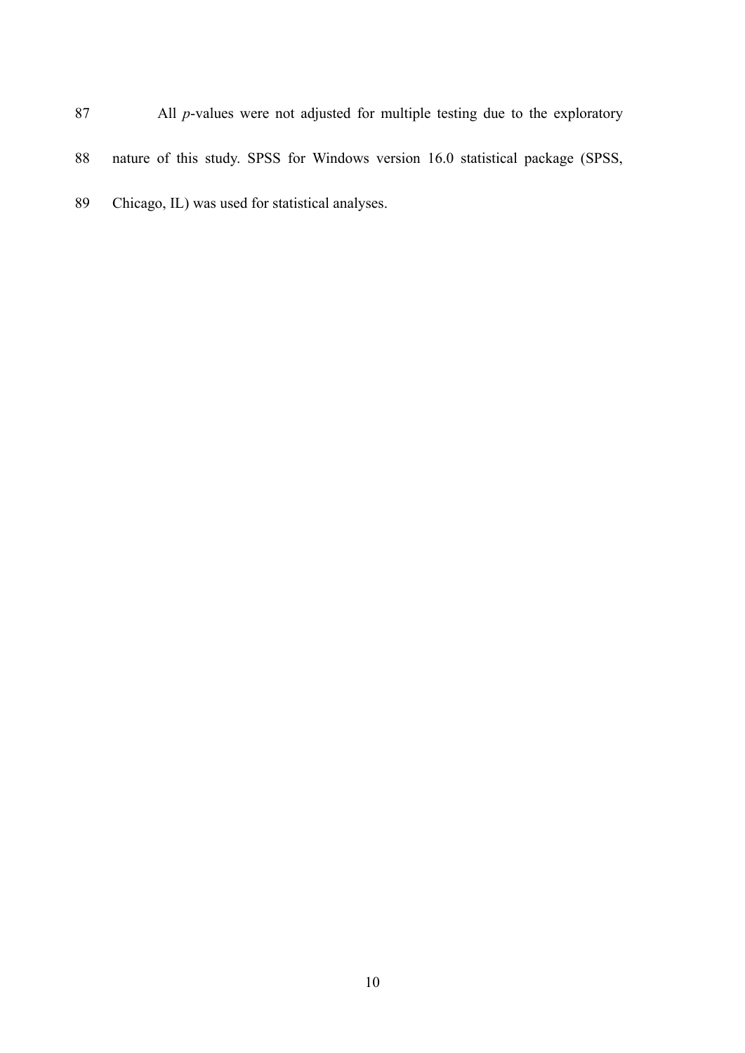All *p*-values were not adjusted for multiple testing due to the exploratory nature of this study. SPSS for Windows version 16.0 statistical package (SPSS, Chicago, IL) was used for statistical analyses.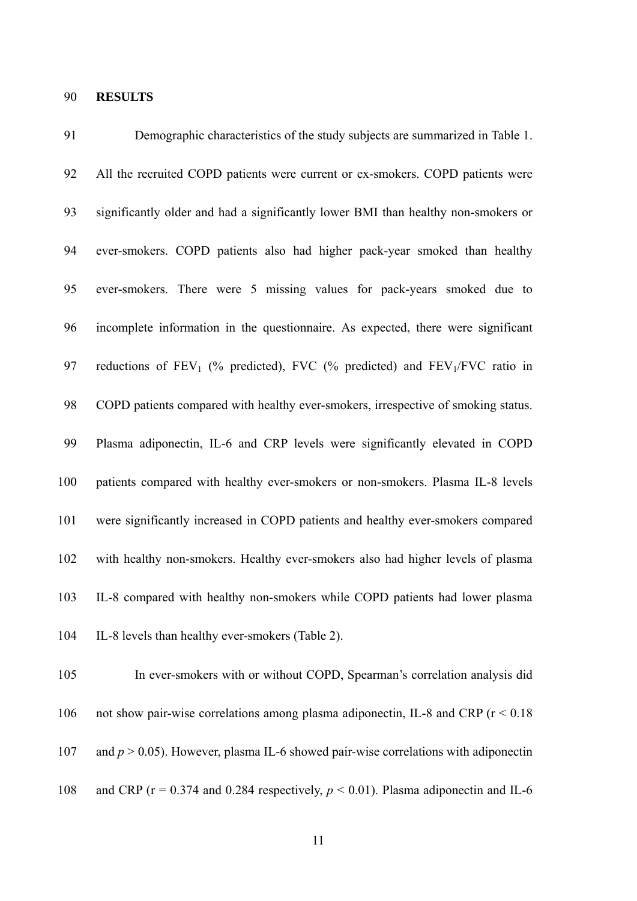## RESULTS

Demographic characteristics of the study subjects are summarized in Table 1. All the recruited COPD patients were current or ex-smokers. COPD patients were significantly older and had a significantly lower BMI than healthy non-smokers or ever-smokers. COPD patients also had higher pack-year smoked than healthy ever-smokers. There were 5 missing values for pack-years smoked due to incomplete information in the questionnaire. As expected, there were significant reductions of $FEV_1$ (% predicted), FVC (% predicted) and $FEV_1$/FVC ratio in COPD patients compared with healthy ever-smokers, irrespective of smoking status. Plasma adiponectin, IL-6 and CRP levels were significantly elevated in COPD patients compared with healthy ever-smokers or non-smokers. Plasma IL-8 levels were significantly increased in COPD patients and healthy ever-smokers compared with healthy non-smokers. Healthy ever-smokers also had higher levels of plasma IL-8 compared with healthy non-smokers while COPD patients had lower plasma IL-8 levels than healthy ever-smokers (Table 2).

In ever-smokers with or without COPD, Spearman's correlation analysis did not show pair-wise correlations among plasma adiponectin, IL-8 and CRP ($r < 0.18$ and $p > 0.05$). However, plasma IL-6 showed pair-wise correlations with adiponectin and CRP ($r = 0.374$ and $0.284$ respectively, $p < 0.01$). Plasma adiponectin and IL-6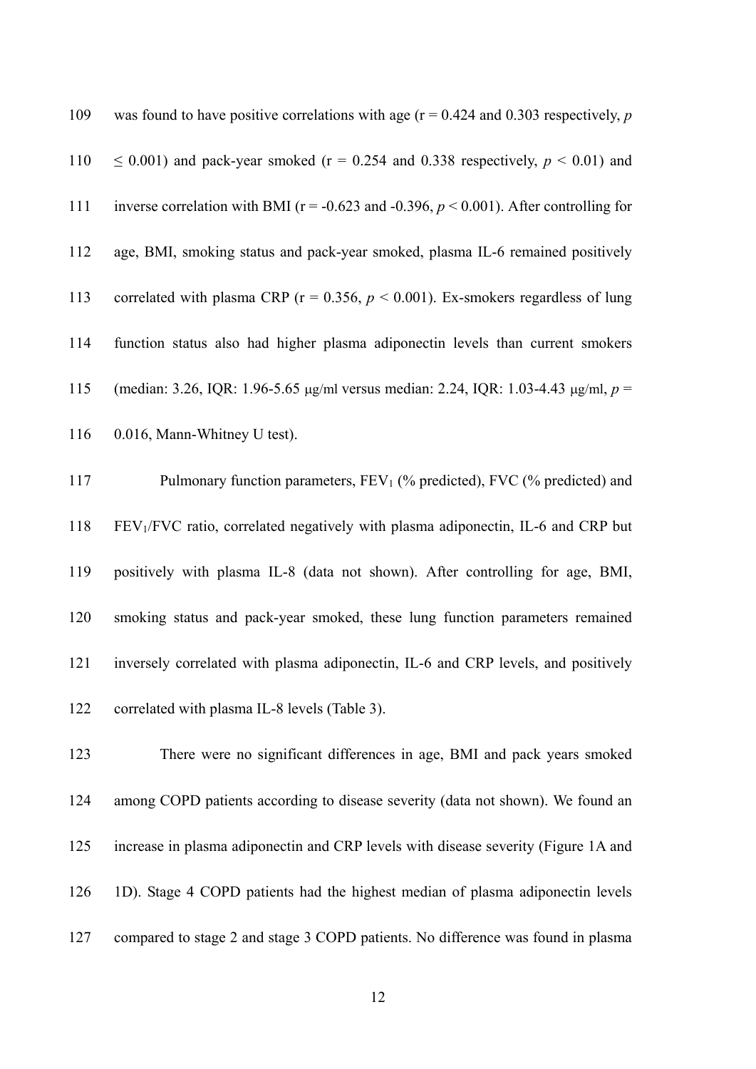was found to have positive correlations with age ($r = 0.424$ and 0.303 respectively, $p \leq 0.001$) and pack-year smoked ($r = 0.254$ and 0.338 respectively, $p < 0.01$) and inverse correlation with BMI ($r = -0.623$ and -0.396, $p < 0.001$). After controlling for age, BMI, smoking status and pack-year smoked, plasma IL-6 remained positively correlated with plasma CRP ($r = 0.356$, $p < 0.001$). Ex-smokers regardless of lung function status also had higher plasma adiponectin levels than current smokers (median: 3.26, IQR: 1.96-5.65 μg/ml versus median: 2.24, IQR: 1.03-4.43 μg/ml, $p = 0.016$, Mann-Whitney U test).

Pulmonary function parameters, $FEV_1$ (% predicted), FVC (% predicted) and $FEV_1$/FVC ratio, correlated negatively with plasma adiponectin, IL-6 and CRP but positively with plasma IL-8 (data not shown). After controlling for age, BMI, smoking status and pack-year smoked, these lung function parameters remained inversely correlated with plasma adiponectin, IL-6 and CRP levels, and positively correlated with plasma IL-8 levels (Table 3).

There were no significant differences in age, BMI and pack years smoked among COPD patients according to disease severity (data not shown). We found an increase in plasma adiponectin and CRP levels with disease severity (Figure 1A and 1D). Stage 4 COPD patients had the highest median of plasma adiponectin levels compared to stage 2 and stage 3 COPD patients. No difference was found in plasma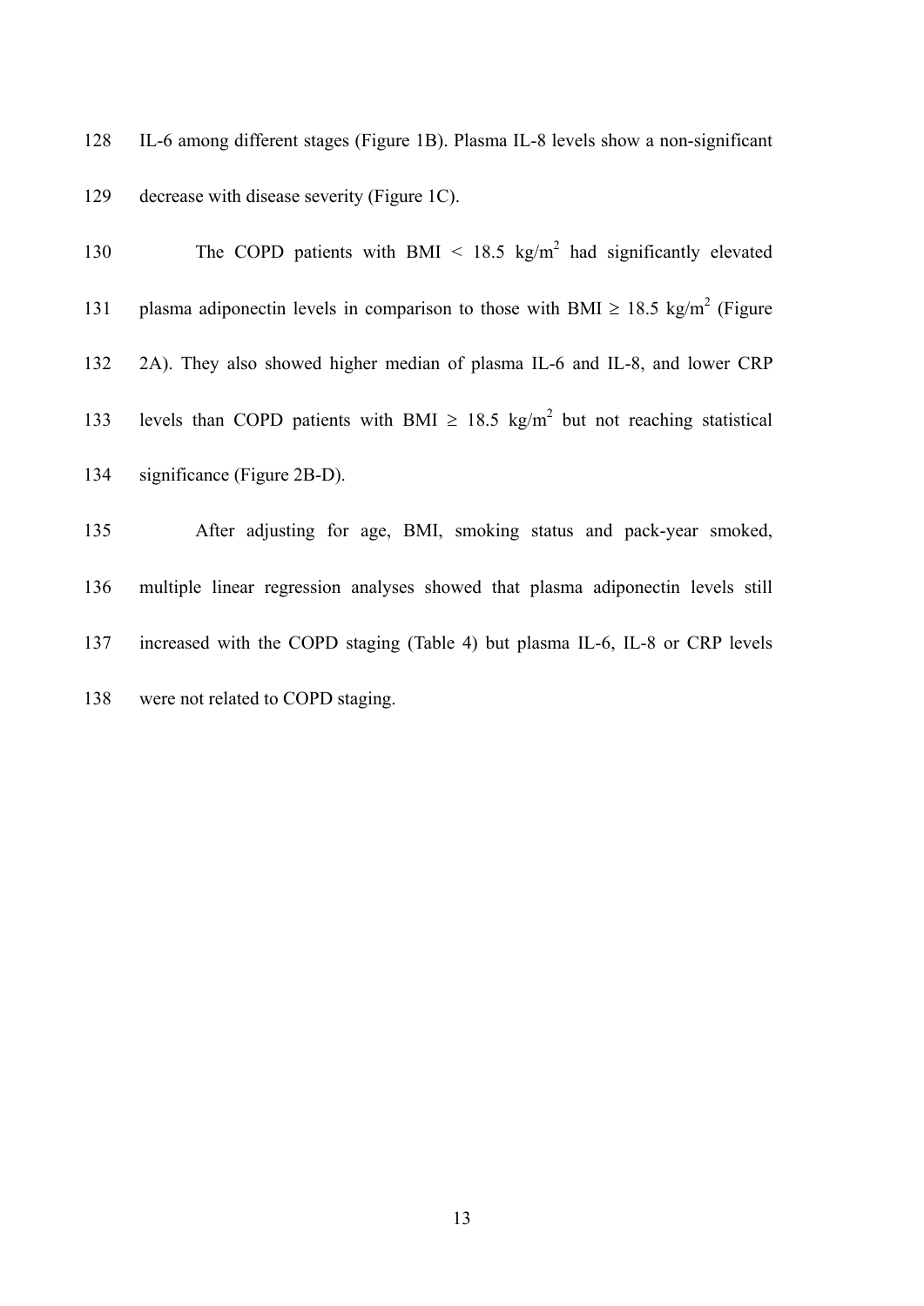IL-6 among different stages (Figure 1B). Plasma IL-8 levels show a non-significant decrease with disease severity (Figure 1C).

The COPD patients with BMI < 18.5 kg/m$^2$ had significantly elevated plasma adiponectin levels in comparison to those with BMI ≥ 18.5 kg/m$^2$ (Figure 2A). They also showed higher median of plasma IL-6 and IL-8, and lower CRP levels than COPD patients with BMI ≥ 18.5 kg/m$^2$ but not reaching statistical significance (Figure 2B-D).

After adjusting for age, BMI, smoking status and pack-year smoked, multiple linear regression analyses showed that plasma adiponectin levels still increased with the COPD staging (Table 4) but plasma IL-6, IL-8 or CRP levels were not related to COPD staging.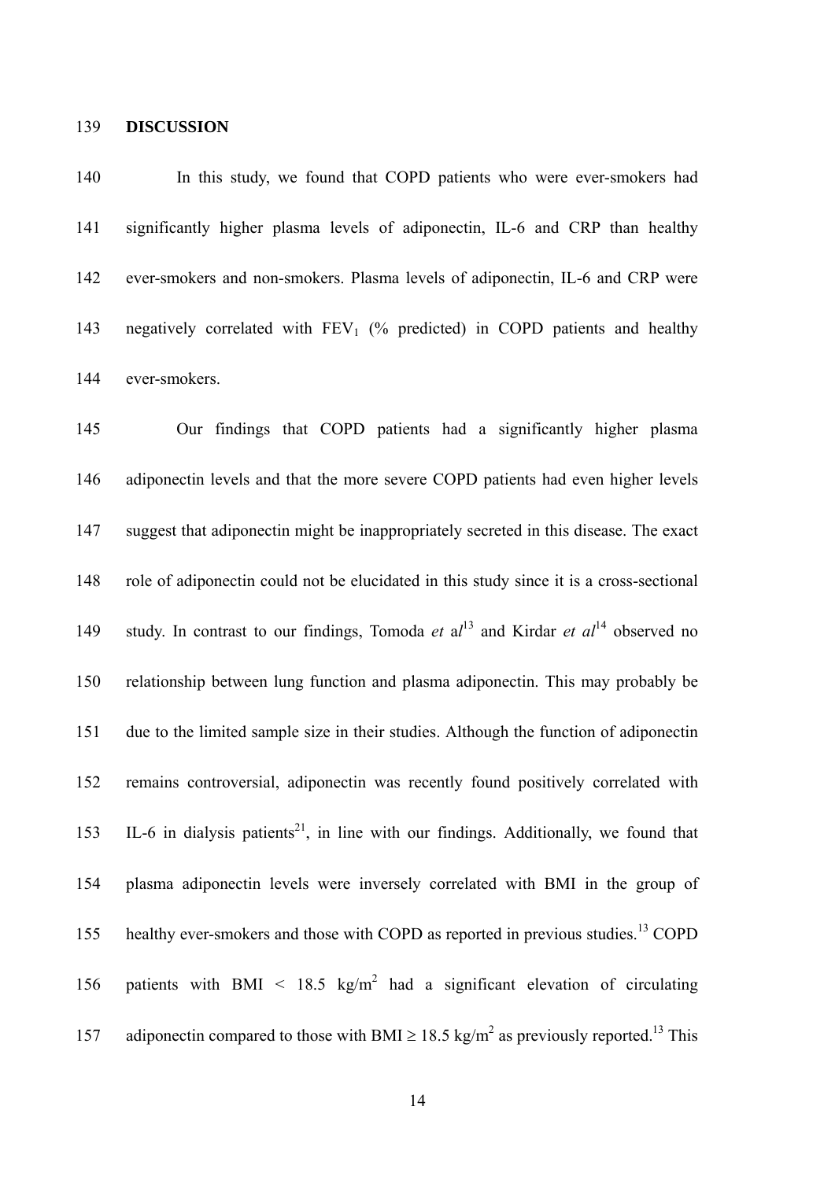## DISCUSSION

In this study, we found that COPD patients who were ever-smokers had significantly higher plasma levels of adiponectin, IL-6 and CRP than healthy ever-smokers and non-smokers. Plasma levels of adiponectin, IL-6 and CRP were negatively correlated with $FEV_1$ (% predicted) in COPD patients and healthy ever-smokers.

Our findings that COPD patients had a significantly higher plasma adiponectin levels and that the more severe COPD patients had even higher levels suggest that adiponectin might be inappropriately secreted in this disease. The exact role of adiponectin could not be elucidated in this study since it is a cross-sectional study. In contrast to our findings, Tomoda *et al*[13] and Kirdar *et al*[14] observed no relationship between lung function and plasma adiponectin. This may probably be due to the limited sample size in their studies. Although the function of adiponectin remains controversial, adiponectin was recently found positively correlated with IL-6 in dialysis patients[21], in line with our findings. Additionally, we found that plasma adiponectin levels were inversely correlated with BMI in the group of healthy ever-smokers and those with COPD as reported in previous studies.[13] COPD patients with BMI < 18.5 $kg/m^2$ had a significant elevation of circulating adiponectin compared to those with BMI ≥ 18.5 $kg/m^2$ as previously reported.[13] This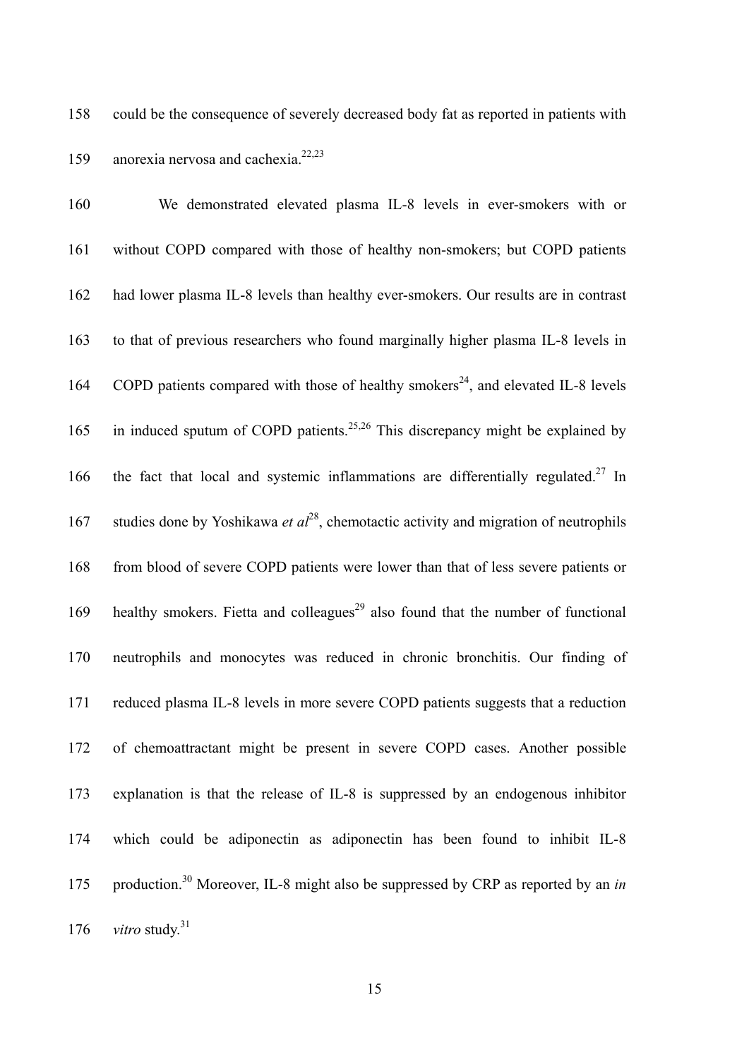could be the consequence of severely decreased body fat as reported in patients with anorexia nervosa and cachexia.[22,23]

We demonstrated elevated plasma IL-8 levels in ever-smokers with or without COPD compared with those of healthy non-smokers; but COPD patients had lower plasma IL-8 levels than healthy ever-smokers. Our results are in contrast to that of previous researchers who found marginally higher plasma IL-8 levels in COPD patients compared with those of healthy smokers[24], and elevated IL-8 levels in induced sputum of COPD patients.[25,26] This discrepancy might be explained by the fact that local and systemic inflammations are differentially regulated.[27] In studies done by Yoshikawa *et al*[28], chemotactic activity and migration of neutrophils from blood of severe COPD patients were lower than that of less severe patients or healthy smokers. Fietta and colleagues[29] also found that the number of functional neutrophils and monocytes was reduced in chronic bronchitis. Our finding of reduced plasma IL-8 levels in more severe COPD patients suggests that a reduction of chemoattractant might be present in severe COPD cases. Another possible explanation is that the release of IL-8 is suppressed by an endogenous inhibitor which could be adiponectin as adiponectin has been found to inhibit IL-8 production.[30] Moreover, IL-8 might also be suppressed by CRP as reported by an *in vitro* study.[31]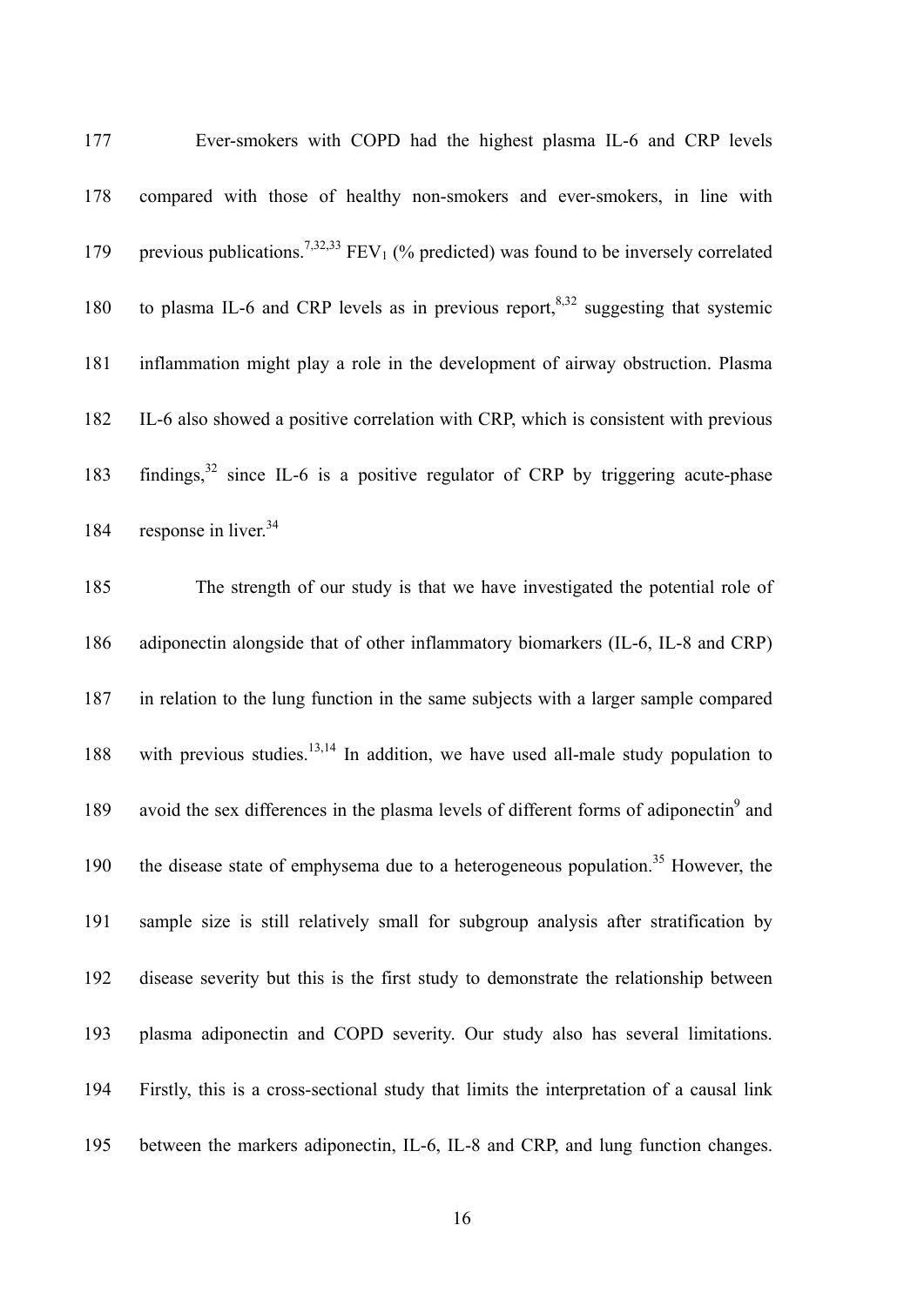Ever-smokers with COPD had the highest plasma IL-6 and CRP levels compared with those of healthy non-smokers and ever-smokers, in line with previous publications.[7,32,33] $FEV_1$ (% predicted) was found to be inversely correlated to plasma IL-6 and CRP levels as in previous report,[8,32] suggesting that systemic inflammation might play a role in the development of airway obstruction. Plasma IL-6 also showed a positive correlation with CRP, which is consistent with previous findings,[32] since IL-6 is a positive regulator of CRP by triggering acute-phase response in liver.[34]

The strength of our study is that we have investigated the potential role of adiponectin alongside that of other inflammatory biomarkers (IL-6, IL-8 and CRP) in relation to the lung function in the same subjects with a larger sample compared with previous studies.[13,14] In addition, we have used all-male study population to avoid the sex differences in the plasma levels of different forms of adiponectin[9] and the disease state of emphysema due to a heterogeneous population.[35] However, the sample size is still relatively small for subgroup analysis after stratification by disease severity but this is the first study to demonstrate the relationship between plasma adiponectin and COPD severity. Our study also has several limitations. Firstly, this is a cross-sectional study that limits the interpretation of a causal link between the markers adiponectin, IL-6, IL-8 and CRP, and lung function changes.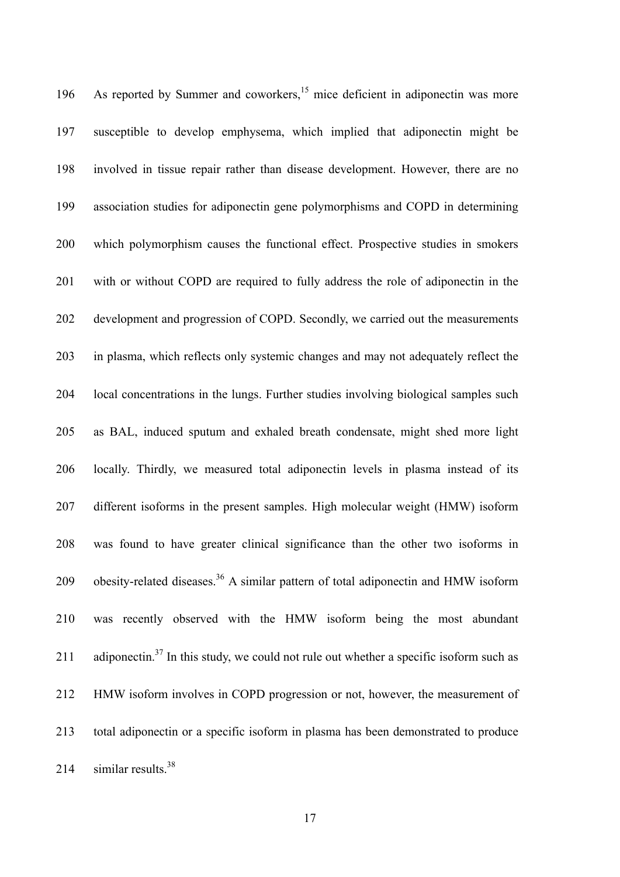As reported by Summer and coworkers,[15] mice deficient in adiponectin was more susceptible to develop emphysema, which implied that adiponectin might be involved in tissue repair rather than disease development. However, there are no association studies for adiponectin gene polymorphisms and COPD in determining which polymorphism causes the functional effect. Prospective studies in smokers with or without COPD are required to fully address the role of adiponectin in the development and progression of COPD. Secondly, we carried out the measurements in plasma, which reflects only systemic changes and may not adequately reflect the local concentrations in the lungs. Further studies involving biological samples such as BAL, induced sputum and exhaled breath condensate, might shed more light locally. Thirdly, we measured total adiponectin levels in plasma instead of its different isoforms in the present samples. High molecular weight (HMW) isoform was found to have greater clinical significance than the other two isoforms in obesity-related diseases.[36] A similar pattern of total adiponectin and HMW isoform was recently observed with the HMW isoform being the most abundant adiponectin.[37] In this study, we could not rule out whether a specific isoform such as HMW isoform involves in COPD progression or not, however, the measurement of total adiponectin or a specific isoform in plasma has been demonstrated to produce similar results.[38]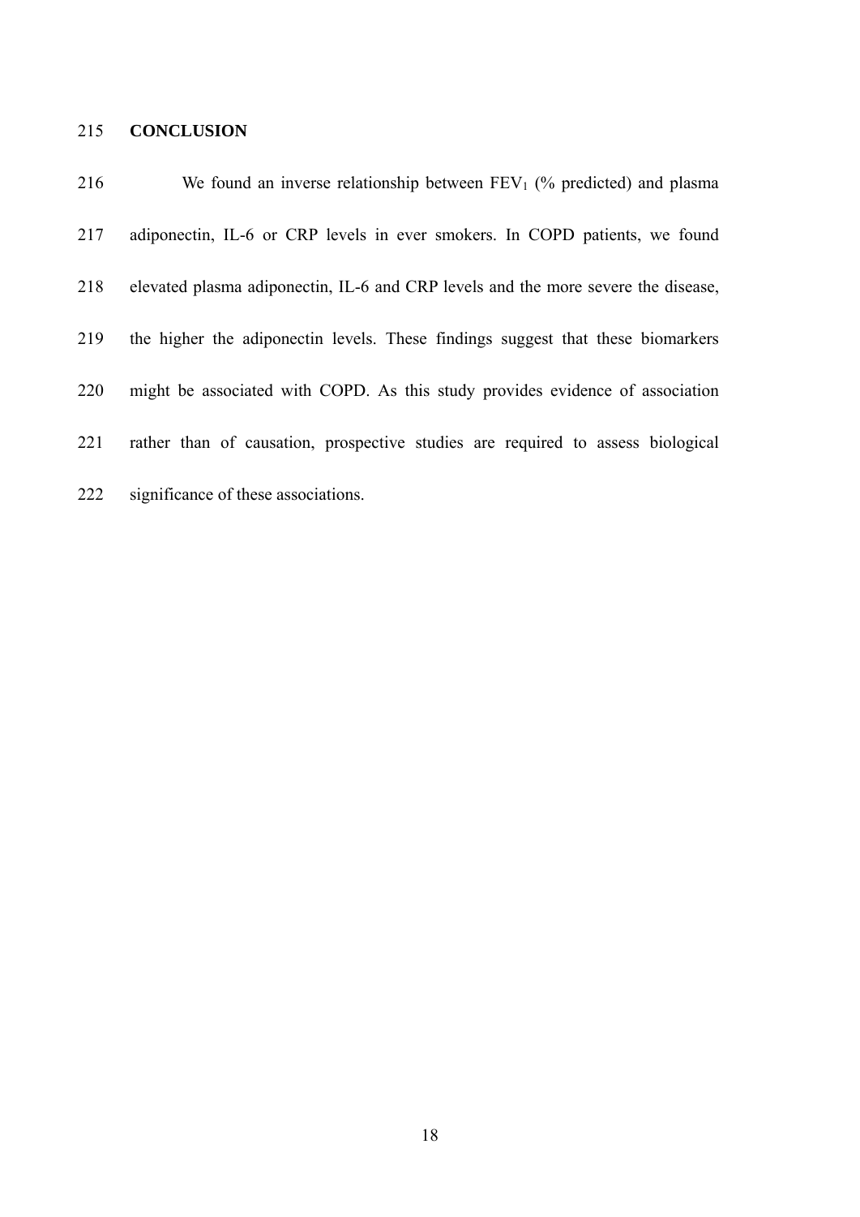## CONCLUSION

We found an inverse relationship between $FEV_1$ (% predicted) and plasma adiponectin, IL-6 or CRP levels in ever smokers. In COPD patients, we found elevated plasma adiponectin, IL-6 and CRP levels and the more severe the disease, the higher the adiponectin levels. These findings suggest that these biomarkers might be associated with COPD. As this study provides evidence of association rather than of causation, prospective studies are required to assess biological significance of these associations.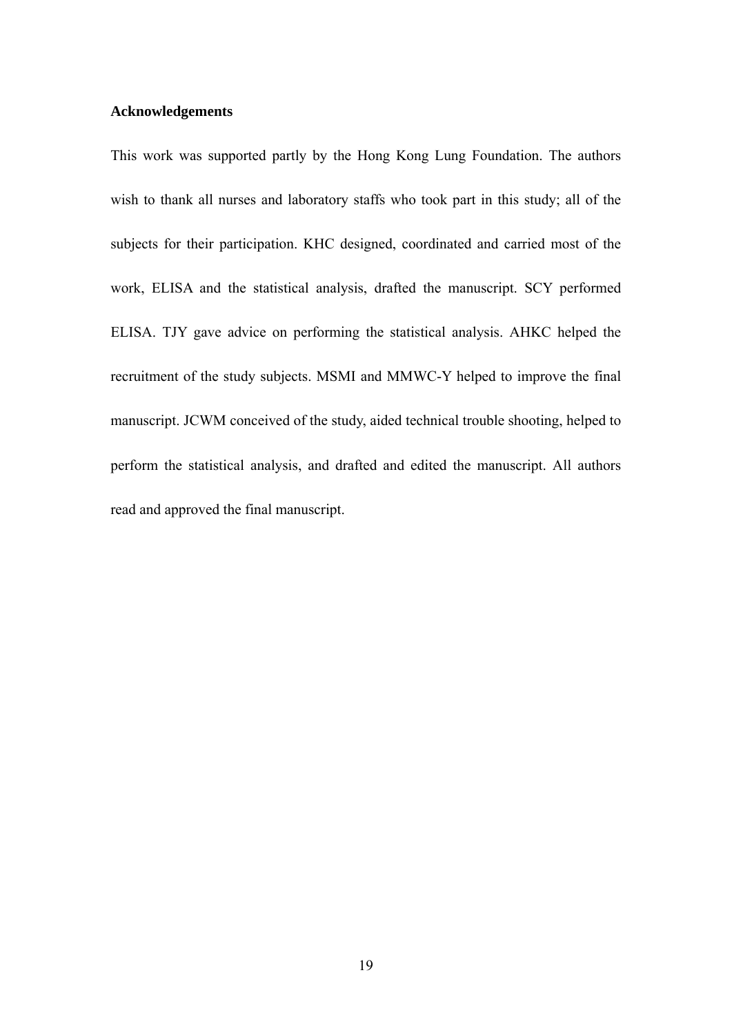**Acknowledgements**

This work was supported partly by the Hong Kong Lung Foundation. The authors wish to thank all nurses and laboratory staffs who took part in this study; all of the subjects for their participation. KHC designed, coordinated and carried most of the work, ELISA and the statistical analysis, drafted the manuscript. SCY performed ELISA. TJY gave advice on performing the statistical analysis. AHKC helped the recruitment of the study subjects. MSMI and MMWC-Y helped to improve the final manuscript. JCWM conceived of the study, aided technical trouble shooting, helped to perform the statistical analysis, and drafted and edited the manuscript. All authors read and approved the final manuscript.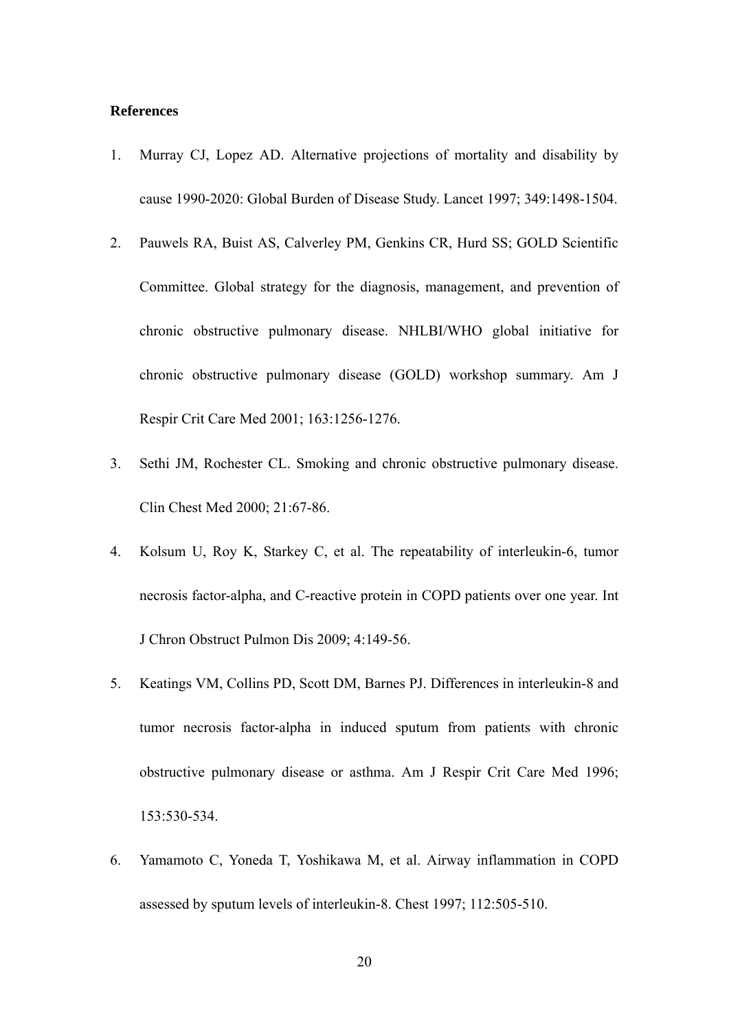**References**

1. Murray CJ, Lopez AD. Alternative projections of mortality and disability by cause 1990-2020: Global Burden of Disease Study. Lancet 1997; 349:1498-1504.
2. Pauwels RA, Buist AS, Calverley PM, Genkins CR, Hurd SS; GOLD Scientific Committee. Global strategy for the diagnosis, management, and prevention of chronic obstructive pulmonary disease. NHLBI/WHO global initiative for chronic obstructive pulmonary disease (GOLD) workshop summary. Am J Respir Crit Care Med 2001; 163:1256-1276.
3. Sethi JM, Rochester CL. Smoking and chronic obstructive pulmonary disease. Clin Chest Med 2000; 21:67-86.
4. Kolsum U, Roy K, Starkey C, et al. The repeatability of interleukin-6, tumor necrosis factor-alpha, and C-reactive protein in COPD patients over one year. Int J Chron Obstruct Pulmon Dis 2009; 4:149-56.
5. Keatings VM, Collins PD, Scott DM, Barnes PJ. Differences in interleukin-8 and tumor necrosis factor-alpha in induced sputum from patients with chronic obstructive pulmonary disease or asthma. Am J Respir Crit Care Med 1996; 153:530-534.
6. Yamamoto C, Yoneda T, Yoshikawa M, et al. Airway inflammation in COPD assessed by sputum levels of interleukin-8. Chest 1997; 112:505-510.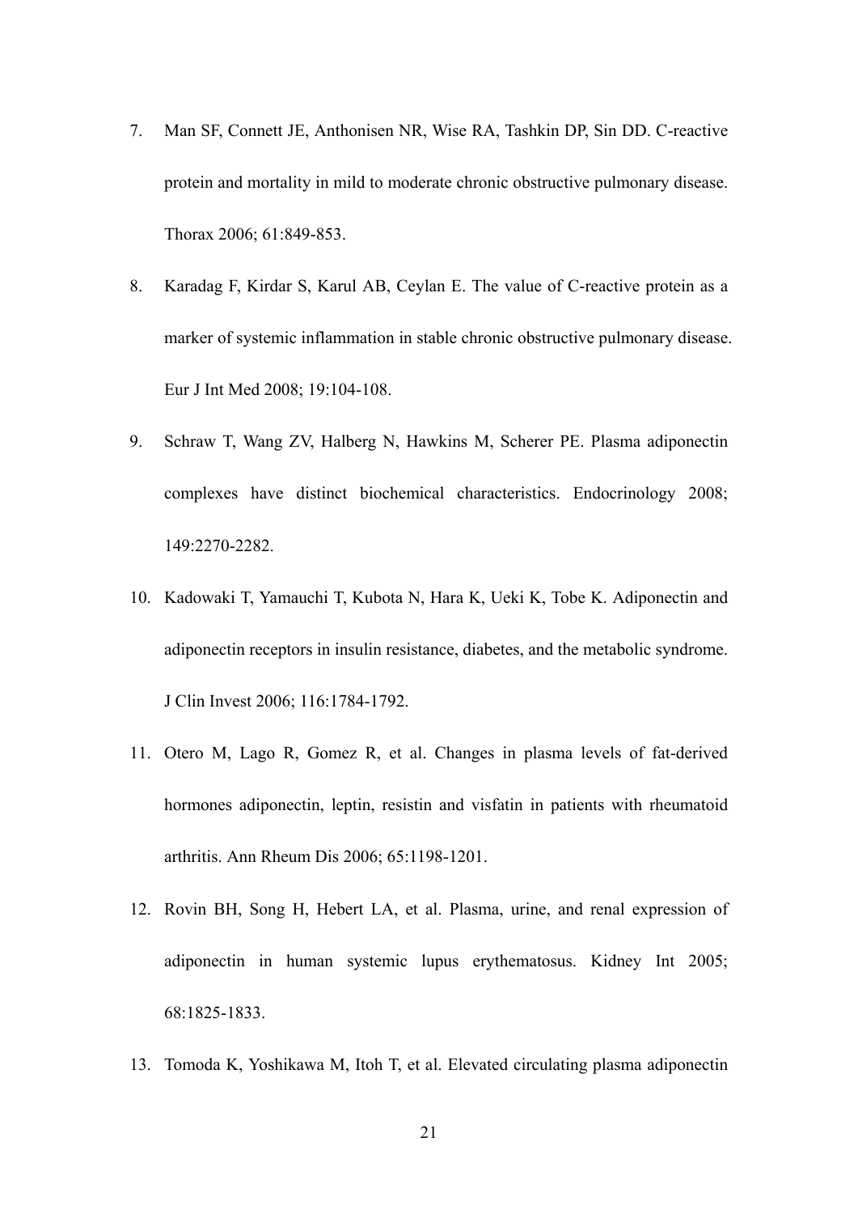7. Man SF, Connett JE, Anthonisen NR, Wise RA, Tashkin DP, Sin DD. C-reactive protein and mortality in mild to moderate chronic obstructive pulmonary disease. Thorax 2006; 61:849-853.

8. Karadag F, Kirdar S, Karul AB, Ceylan E. The value of C-reactive protein as a marker of systemic inflammation in stable chronic obstructive pulmonary disease. Eur J Int Med 2008; 19:104-108.

9. Schraw T, Wang ZV, Halberg N, Hawkins M, Scherer PE. Plasma adiponectin complexes have distinct biochemical characteristics. Endocrinology 2008; 149:2270-2282.

10. Kadowaki T, Yamauchi T, Kubota N, Hara K, Ueki K, Tobe K. Adiponectin and adiponectin receptors in insulin resistance, diabetes, and the metabolic syndrome. J Clin Invest 2006; 116:1784-1792.

11. Otero M, Lago R, Gomez R, et al. Changes in plasma levels of fat-derived hormones adiponectin, leptin, resistin and visfatin in patients with rheumatoid arthritis. Ann Rheum Dis 2006; 65:1198-1201.

12. Rovin BH, Song H, Hebert LA, et al. Plasma, urine, and renal expression of adiponectin in human systemic lupus erythematosus. Kidney Int 2005; 68:1825-1833.

13. Tomoda K, Yoshikawa M, Itoh T, et al. Elevated circulating plasma adiponectin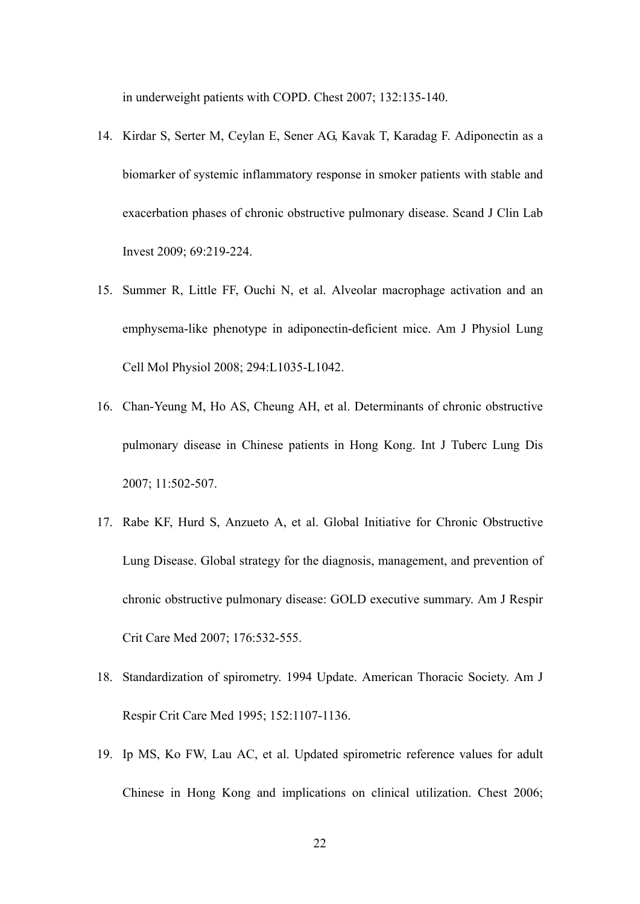in underweight patients with COPD. Chest 2007; 132:135-140.

14. Kirdar S, Serter M, Ceylan E, Sener AG, Kavak T, Karadag F. Adiponectin as a biomarker of systemic inflammatory response in smoker patients with stable and exacerbation phases of chronic obstructive pulmonary disease. Scand J Clin Lab Invest 2009; 69:219-224.
15. Summer R, Little FF, Ouchi N, et al. Alveolar macrophage activation and an emphysema-like phenotype in adiponectin-deficient mice. Am J Physiol Lung Cell Mol Physiol 2008; 294:L1035-L1042.
16. Chan-Yeung M, Ho AS, Cheung AH, et al. Determinants of chronic obstructive pulmonary disease in Chinese patients in Hong Kong. Int J Tuberc Lung Dis 2007; 11:502-507.
17. Rabe KF, Hurd S, Anzueto A, et al. Global Initiative for Chronic Obstructive Lung Disease. Global strategy for the diagnosis, management, and prevention of chronic obstructive pulmonary disease: GOLD executive summary. Am J Respir Crit Care Med 2007; 176:532-555.
18. Standardization of spirometry. 1994 Update. American Thoracic Society. Am J Respir Crit Care Med 1995; 152:1107-1136.
19. Ip MS, Ko FW, Lau AC, et al. Updated spirometric reference values for adult Chinese in Hong Kong and implications on clinical utilization. Chest 2006;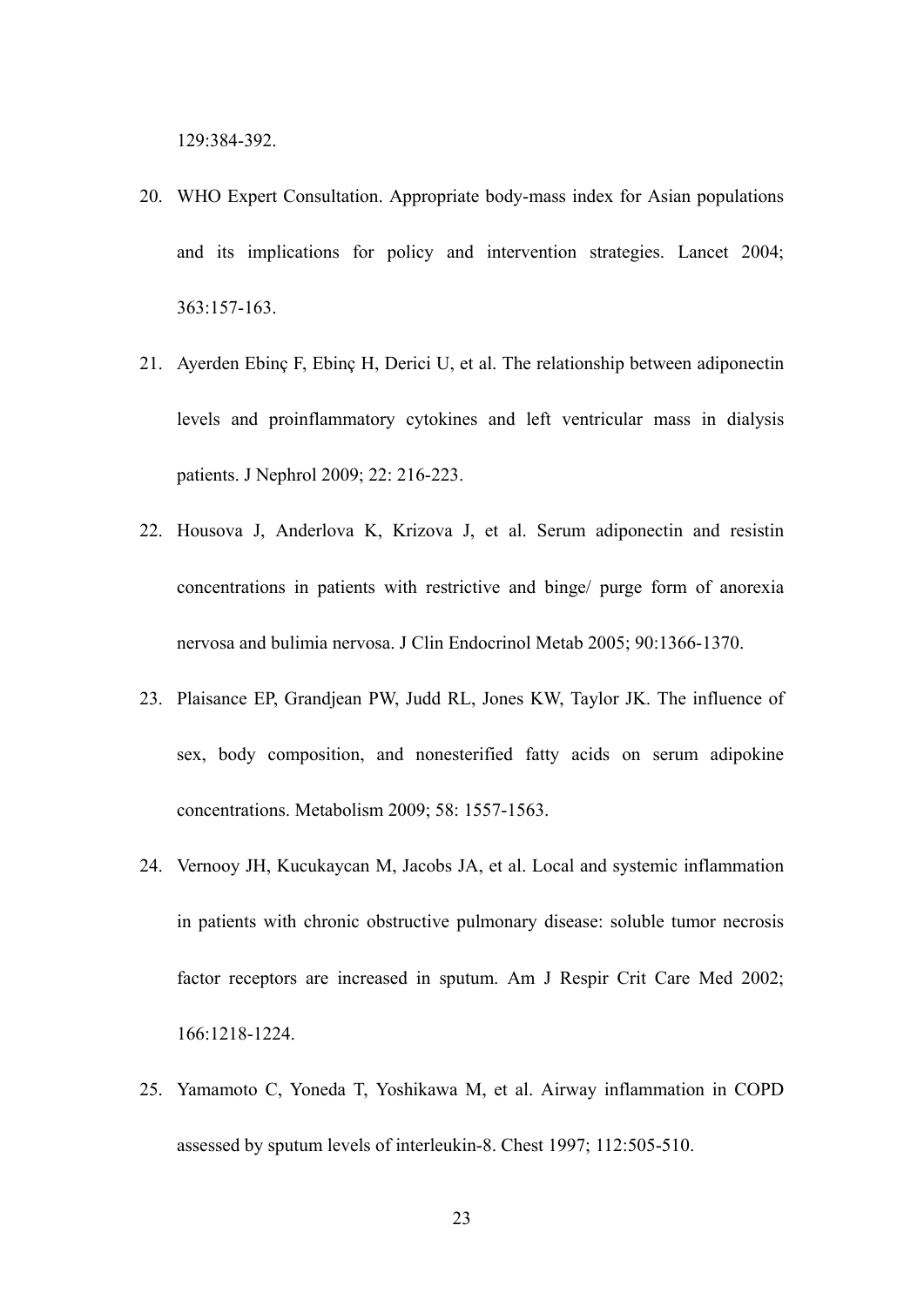129:384-392.

20. WHO Expert Consultation. Appropriate body-mass index for Asian populations and its implications for policy and intervention strategies. Lancet 2004; 363:157-163.
21. Ayerden Ebinç F, Ebinç H, Derici U, et al. The relationship between adiponectin levels and proinflammatory cytokines and left ventricular mass in dialysis patients. J Nephrol 2009; 22: 216-223.
22. Housova J, Anderlova K, Krizova J, et al. Serum adiponectin and resistin concentrations in patients with restrictive and binge/ purge form of anorexia nervosa and bulimia nervosa. J Clin Endocrinol Metab 2005; 90:1366-1370.
23. Plaisance EP, Grandjean PW, Judd RL, Jones KW, Taylor JK. The influence of sex, body composition, and nonesterified fatty acids on serum adipokine concentrations. Metabolism 2009; 58: 1557-1563.
24. Vernooy JH, Kucukaycan M, Jacobs JA, et al. Local and systemic inflammation in patients with chronic obstructive pulmonary disease: soluble tumor necrosis factor receptors are increased in sputum. Am J Respir Crit Care Med 2002; 166:1218-1224.
25. Yamamoto C, Yoneda T, Yoshikawa M, et al. Airway inflammation in COPD assessed by sputum levels of interleukin-8. Chest 1997; 112:505-510.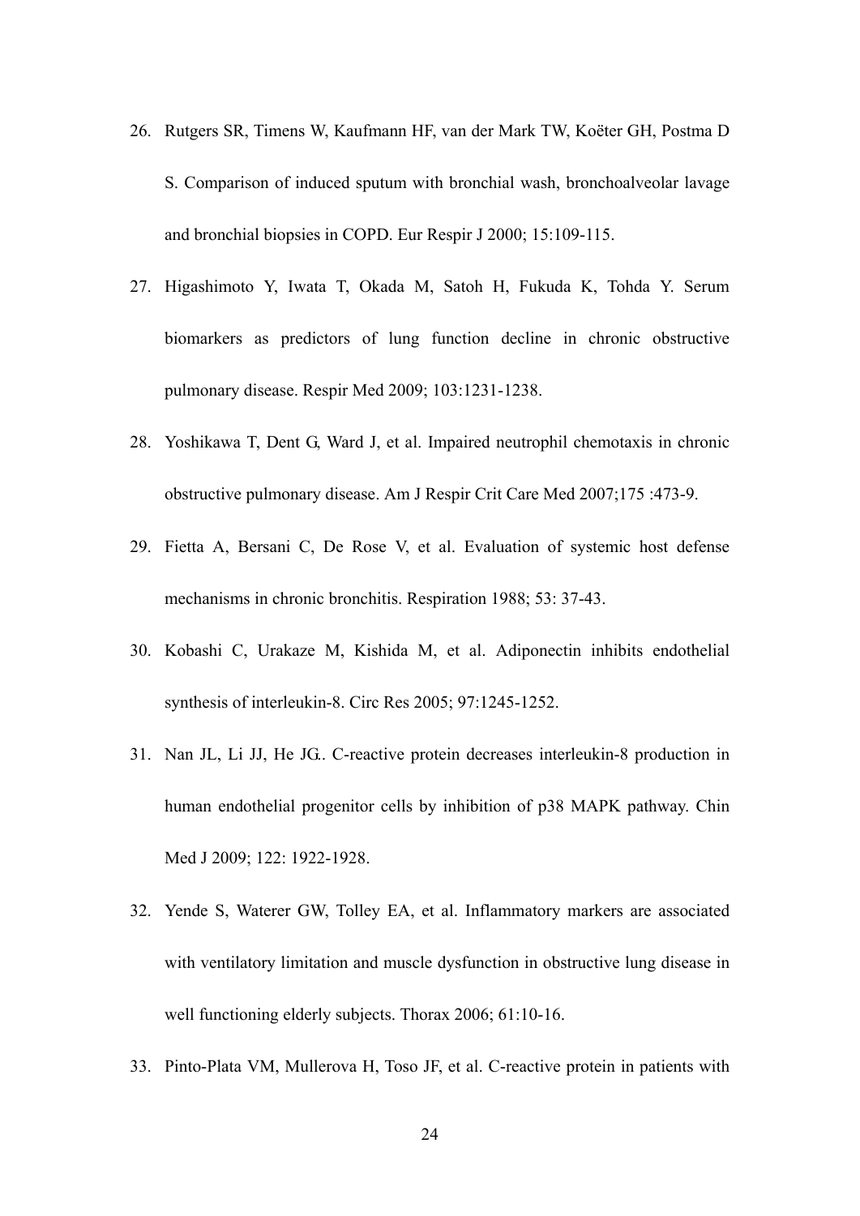26. Rutgers SR, Timens W, Kaufmann HF, van der Mark TW, Koëter GH, Postma D S. Comparison of induced sputum with bronchial wash, bronchoalveolar lavage and bronchial biopsies in COPD. Eur Respir J 2000; 15:109-115.

27. Higashimoto Y, Iwata T, Okada M, Satoh H, Fukuda K, Tohda Y. Serum biomarkers as predictors of lung function decline in chronic obstructive pulmonary disease. Respir Med 2009; 103:1231-1238.

28. Yoshikawa T, Dent G, Ward J, et al. Impaired neutrophil chemotaxis in chronic obstructive pulmonary disease. Am J Respir Crit Care Med 2007;175 :473-9.

29. Fietta A, Bersani C, De Rose V, et al. Evaluation of systemic host defense mechanisms in chronic bronchitis. Respiration 1988; 53: 37-43.

30. Kobashi C, Urakaze M, Kishida M, et al. Adiponectin inhibits endothelial synthesis of interleukin-8. Circ Res 2005; 97:1245-1252.

31. Nan JL, Li JJ, He JG.. C-reactive protein decreases interleukin-8 production in human endothelial progenitor cells by inhibition of p38 MAPK pathway. Chin Med J 2009; 122: 1922-1928.

32. Yende S, Waterer GW, Tolley EA, et al. Inflammatory markers are associated with ventilatory limitation and muscle dysfunction in obstructive lung disease in well functioning elderly subjects. Thorax 2006; 61:10-16.

33. Pinto-Plata VM, Mullerova H, Toso JF, et al. C-reactive protein in patients with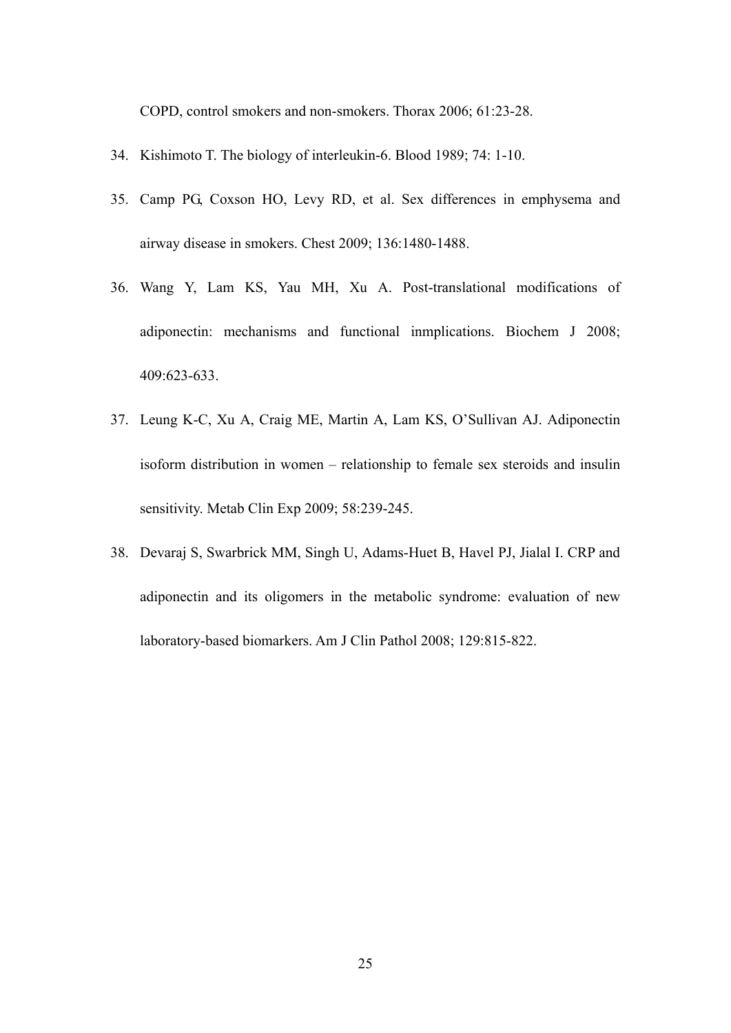COPD, control smokers and non-smokers. Thorax 2006; 61:23-28.

34. Kishimoto T. The biology of interleukin-6. Blood 1989; 74: 1-10.

35. Camp PG, Coxson HO, Levy RD, et al. Sex differences in emphysema and airway disease in smokers. Chest 2009; 136:1480-1488.

36. Wang Y, Lam KS, Yau MH, Xu A. Post-translational modifications of adiponectin: mechanisms and functional inmplications. Biochem J 2008; 409:623-633.

37. Leung K-C, Xu A, Craig ME, Martin A, Lam KS, O'Sullivan AJ. Adiponectin isoform distribution in women – relationship to female sex steroids and insulin sensitivity. Metab Clin Exp 2009; 58:239-245.

38. Devaraj S, Swarbrick MM, Singh U, Adams-Huet B, Havel PJ, Jialal I. CRP and adiponectin and its oligomers in the metabolic syndrome: evaluation of new laboratory-based biomarkers. Am J Clin Pathol 2008; 129:815-822.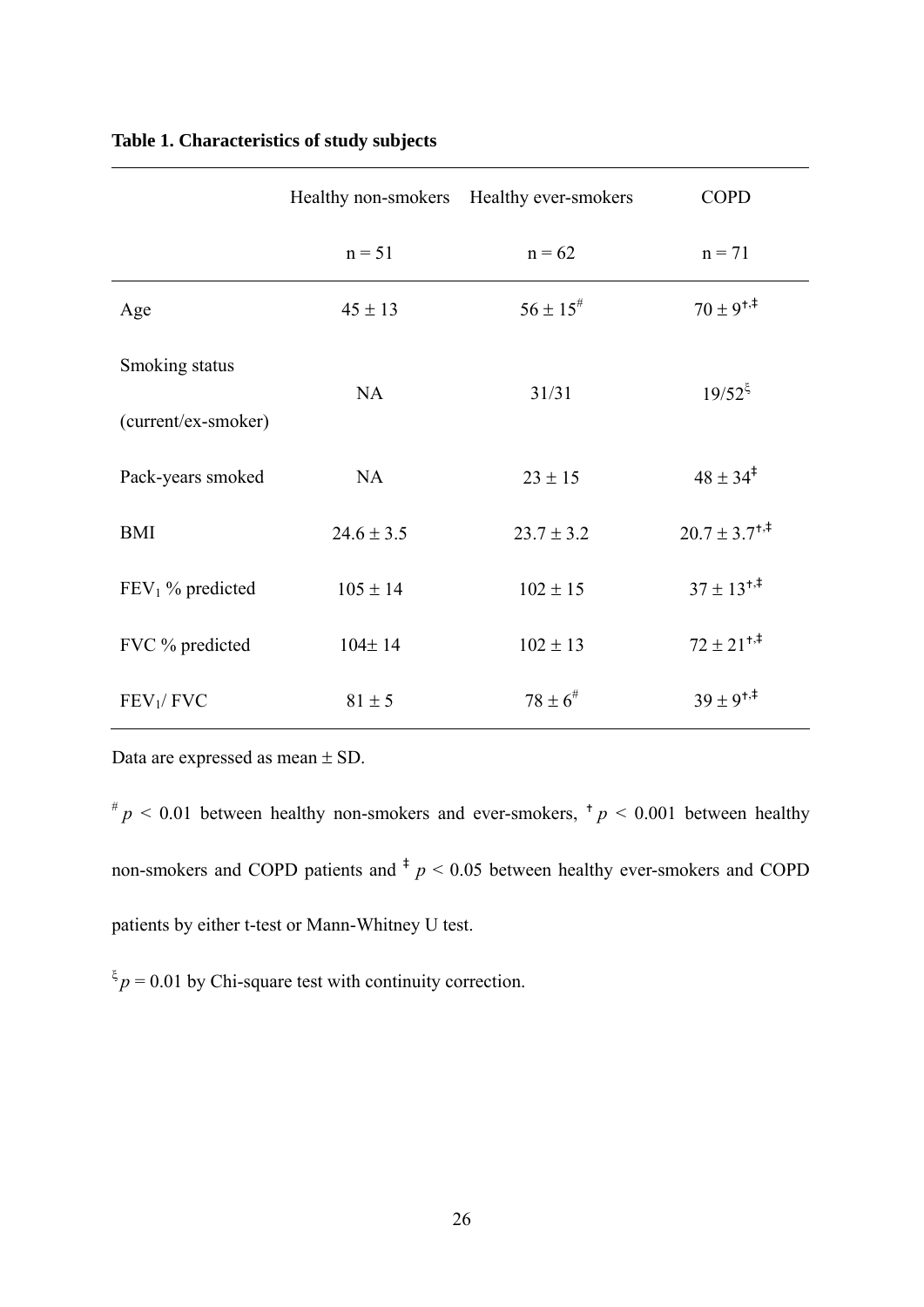**Table 1. Characteristics of study subjects**

| | Healthy non-smokers | Healthy ever-smokers | COPD |
|---|---|---|---|
| | n = 51 | n = 62 | n = 71 |
| Age | 45 ± 13 | 56 ± 15[#] | 70 ± 9[†,‡] |
| Smoking status (current/ex-smoker) | NA | 31/31 | 19/52[ξ] |
| Pack-years smoked | NA | 23 ± 15 | 48 ± 34[‡] |
| BMI | 24.6 ± 3.5 | 23.7 ± 3.2 | 20.7 ± 3.7[†,‡] |
| $FEV_1$ % predicted | 105 ± 14 | 102 ± 15 | 37 ± 13[†,‡] |
| FVC % predicted | 104± 14 | 102 ± 13 | 72 ± 21[†,‡] |
| $FEV_1$/ FVC | 81 ± 5 | 78 ± 6[#] | 39 ± 9[†,‡] |

Data are expressed as mean ± SD.

[#] $p < 0.01$ between healthy non-smokers and ever-smokers, [†] $p < 0.001$ between healthy non-smokers and COPD patients and [‡] $p < 0.05$ between healthy ever-smokers and COPD patients by either t-test or Mann-Whitney U test.

[ξ] $p = 0.01$ by Chi-square test with continuity correction.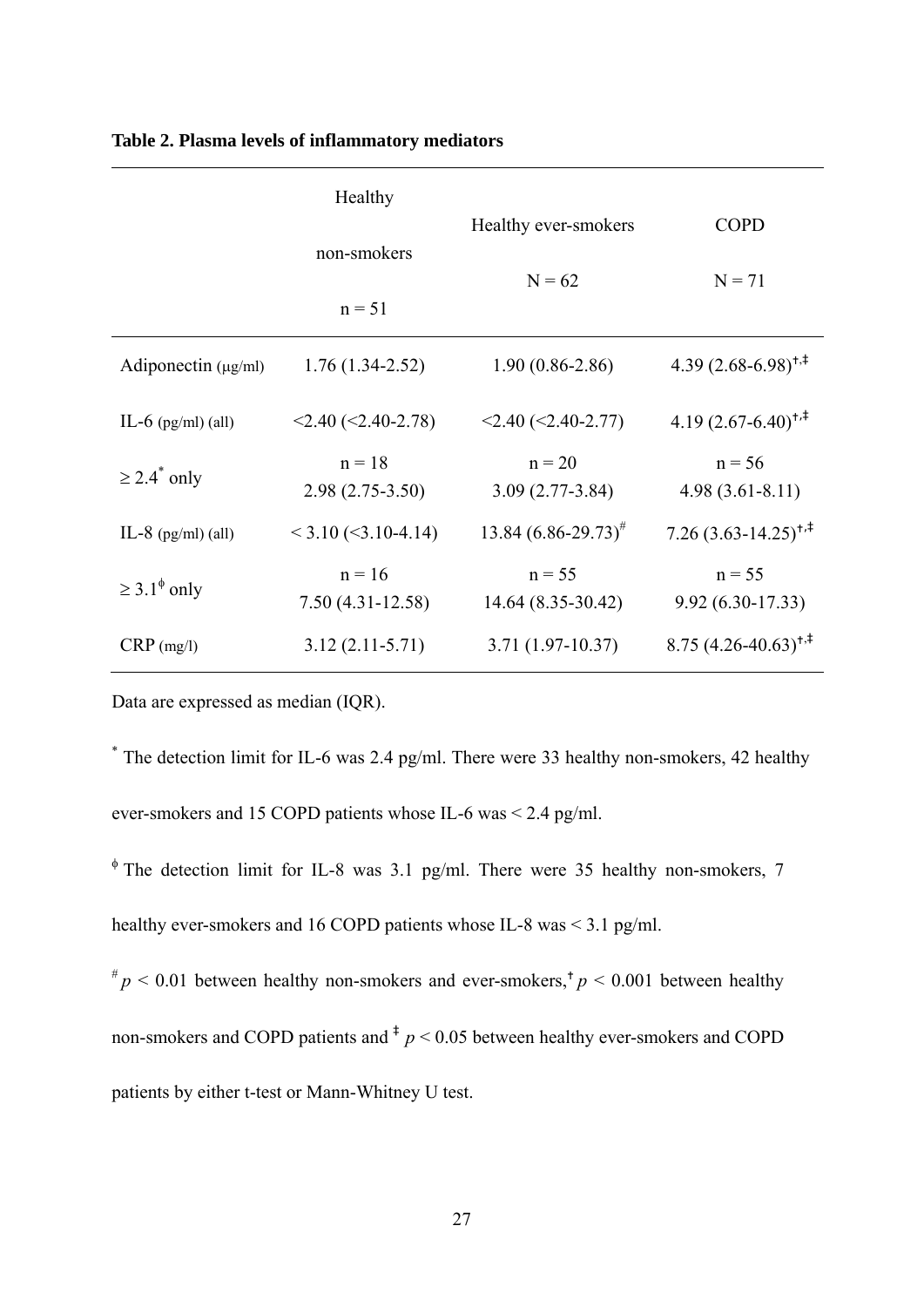**Table 2. Plasma levels of inflammatory mediators**

| | Healthy non-smokers n = 51 | Healthy ever-smokers N = 62 | COPD N = 71 |
|---|---|---|---|
| Adiponectin (μg/ml) | 1.76 (1.34-2.52) | 1.90 (0.86-2.86) | 4.39 (2.68-6.98)[†,‡] |
| IL-6 (pg/ml) (all) | <2.40 (<2.40-2.78) | <2.40 (<2.40-2.77) | 4.19 (2.67-6.40)[†,‡] |
| ≥ 2.4[*] only | n = 18<br>2.98 (2.75-3.50) | n = 20<br>3.09 (2.77-3.84) | n = 56<br>4.98 (3.61-8.11) |
| IL-8 (pg/ml) (all) | < 3.10 (<3.10-4.14) | 13.84 (6.86-29.73)[#] | 7.26 (3.63-14.25)[†,‡] |
| ≥ 3.1[ϕ] only | n = 16<br>7.50 (4.31-12.58) | n = 55<br>14.64 (8.35-30.42) | n = 55<br>9.92 (6.30-17.33) |
| CRP (mg/l) | 3.12 (2.11-5.71) | 3.71 (1.97-10.37) | 8.75 (4.26-40.63)[†,‡] |

Data are expressed as median (IQR).

[*] The detection limit for IL-6 was 2.4 pg/ml. There were 33 healthy non-smokers, 42 healthy ever-smokers and 15 COPD patients whose IL-6 was < 2.4 pg/ml.

[ϕ] The detection limit for IL-8 was 3.1 pg/ml. There were 35 healthy non-smokers, 7 healthy ever-smokers and 16 COPD patients whose IL-8 was < 3.1 pg/ml.

[#] $p < 0.01$ between healthy non-smokers and ever-smokers, [†] $p < 0.001$ between healthy non-smokers and COPD patients and [‡] $p < 0.05$ between healthy ever-smokers and COPD patients by either t-test or Mann-Whitney U test.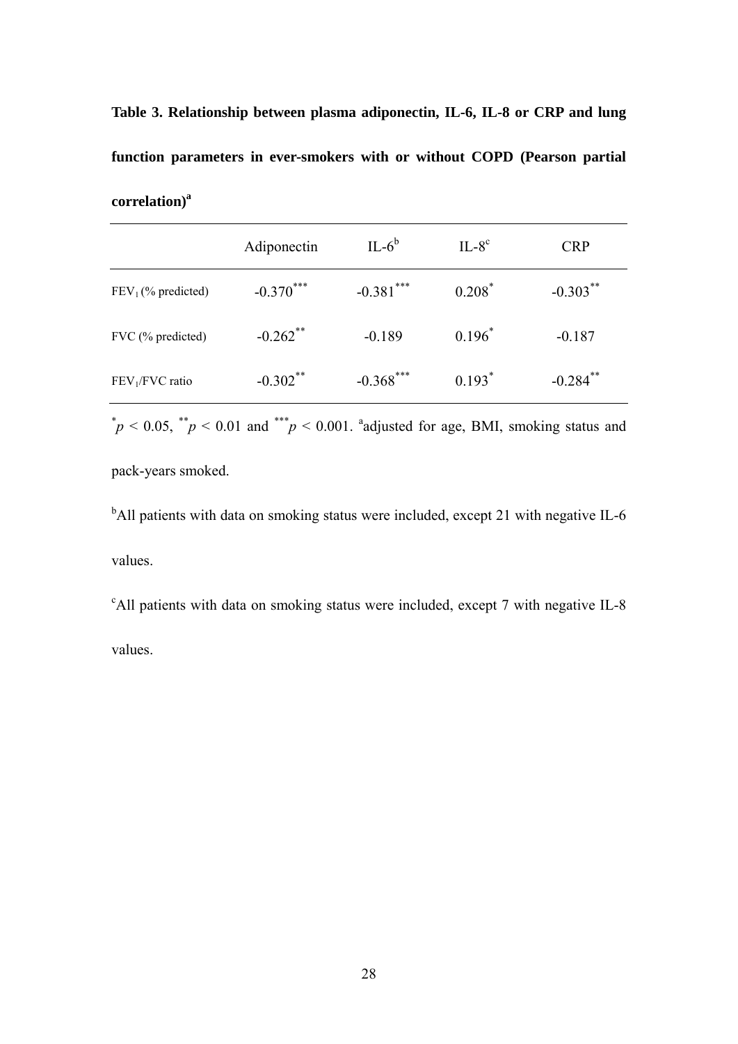**Table 3. Relationship between plasma adiponectin, IL-6, IL-8 or CRP and lung function parameters in ever-smokers with or without COPD (Pearson partial correlation)[a]**

| | Adiponectin | IL-6[b] | IL-8[c] | CRP |
|---|---|---|---|---|
| $FEV_1$ (% predicted) | -0.370*** | -0.381*** | 0.208* | -0.303** |
| FVC (% predicted) | -0.262** | -0.189 | 0.196* | -0.187 |
| $FEV_1$/FVC ratio | -0.302** | -0.368*** | 0.193* | -0.284** |

*$p < 0.05$, **$p < 0.01$ and ***$p < 0.001$. [a]adjusted for age, BMI, smoking status and pack-years smoked.

[b]All patients with data on smoking status were included, except 21 with negative IL-6 values.

[c]All patients with data on smoking status were included, except 7 with negative IL-8 values.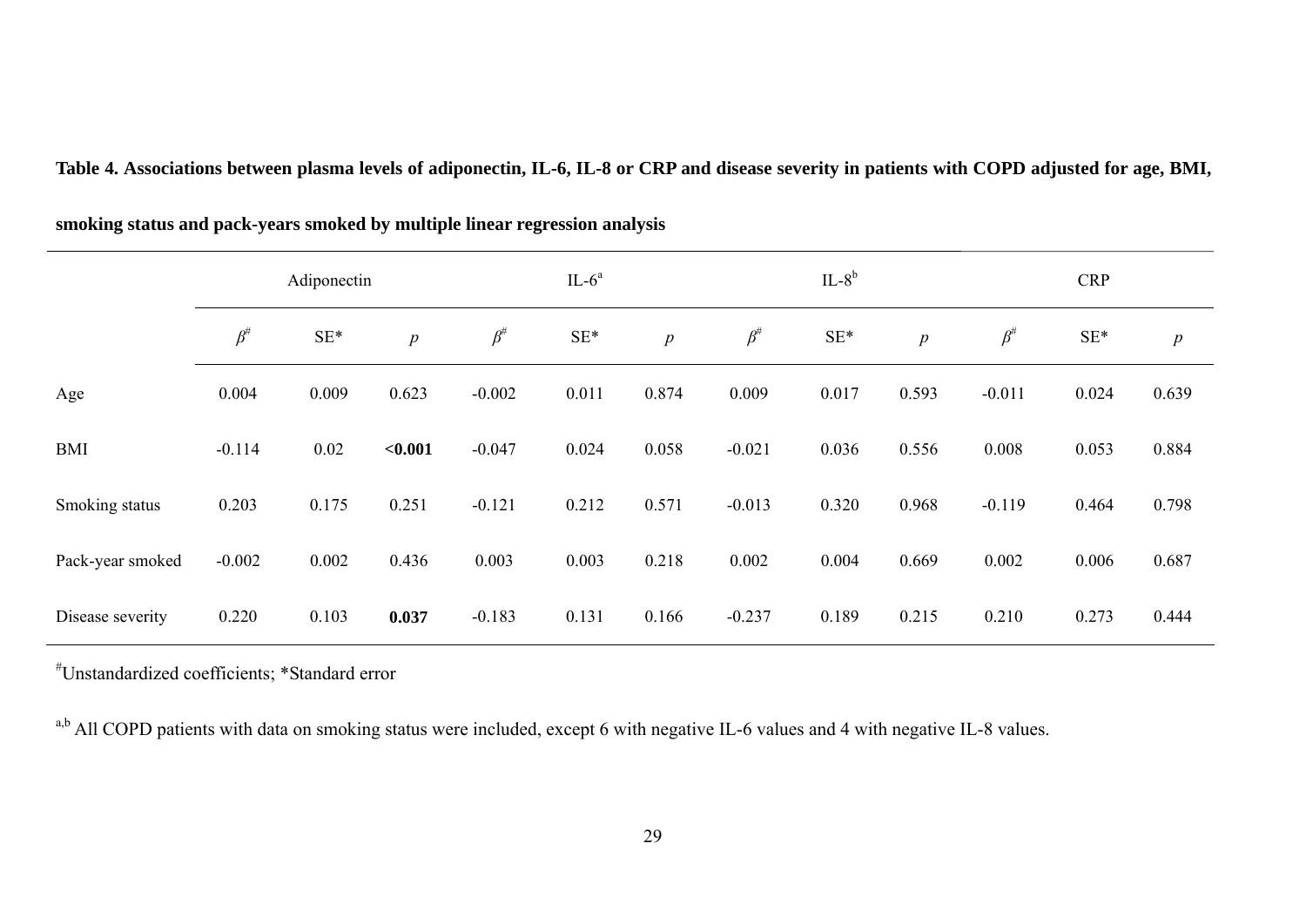**Table 4. Associations between plasma levels of adiponectin, IL-6, IL-8 or CRP and disease severity in patients with COPD adjusted for age, BMI, smoking status and pack-years smoked by multiple linear regression analysis**

| | Adiponectin | | | IL-6[a] | | | IL-8[b] | | | CRP | | |
|---|---|---|---|---|---|---|---|---|---|---|---|---|
| | $\beta^{\#}$ | SE* | *p* | $\beta^{\#}$ | SE* | *p* | $\beta^{\#}$ | SE* | *p* | $\beta^{\#}$ | SE* | *p* |
| Age | 0.004 | 0.009 | 0.623 | -0.002 | 0.011 | 0.874 | 0.009 | 0.017 | 0.593 | -0.011 | 0.024 | 0.639 |
| BMI | -0.114 | 0.02 | **<0.001** | -0.047 | 0.024 | 0.058 | -0.021 | 0.036 | 0.556 | 0.008 | 0.053 | 0.884 |
| Smoking status | 0.203 | 0.175 | 0.251 | -0.121 | 0.212 | 0.571 | -0.013 | 0.320 | 0.968 | -0.119 | 0.464 | 0.798 |
| Pack-year smoked | -0.002 | 0.002 | 0.436 | 0.003 | 0.003 | 0.218 | 0.002 | 0.004 | 0.669 | 0.002 | 0.006 | 0.687 |
| Disease severity | 0.220 | 0.103 | **0.037** | -0.183 | 0.131 | 0.166 | -0.237 | 0.189 | 0.215 | 0.210 | 0.273 | 0.444 |

[#]Unstandardized coefficients; *Standard error

[a,b] All COPD patients with data on smoking status were included, except 6 with negative IL-6 values and 4 with negative IL-8 values.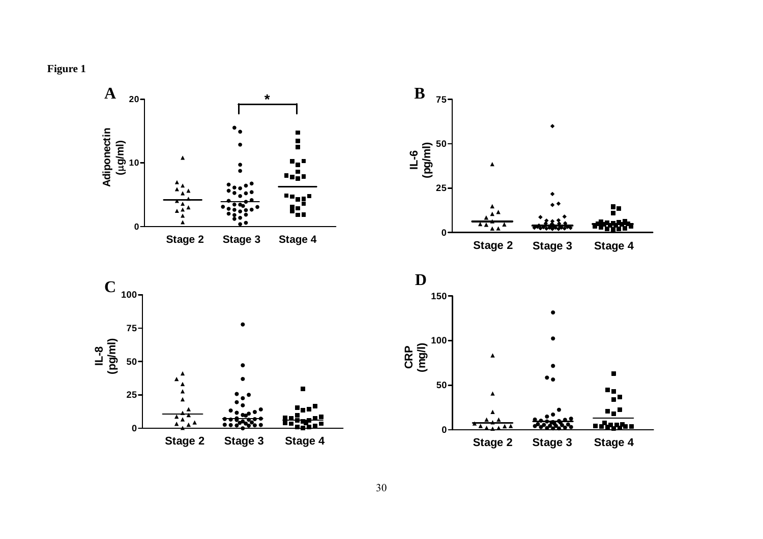**Figure 1**

A

Adiponectin ($\mu$g/ml)

20

10

0

Stage 2 Stage 3 Stage 4

*

B

IL-6 (pg/ml)

75

50

25

0

Stage 2 Stage 3 Stage 4

C

IL-8 (pg/ml)

100

75

50

25

0

Stage 2 Stage 3 Stage 4

D

CRP (mg/l)

150

100

50

0

Stage 2 Stage 3 Stage 4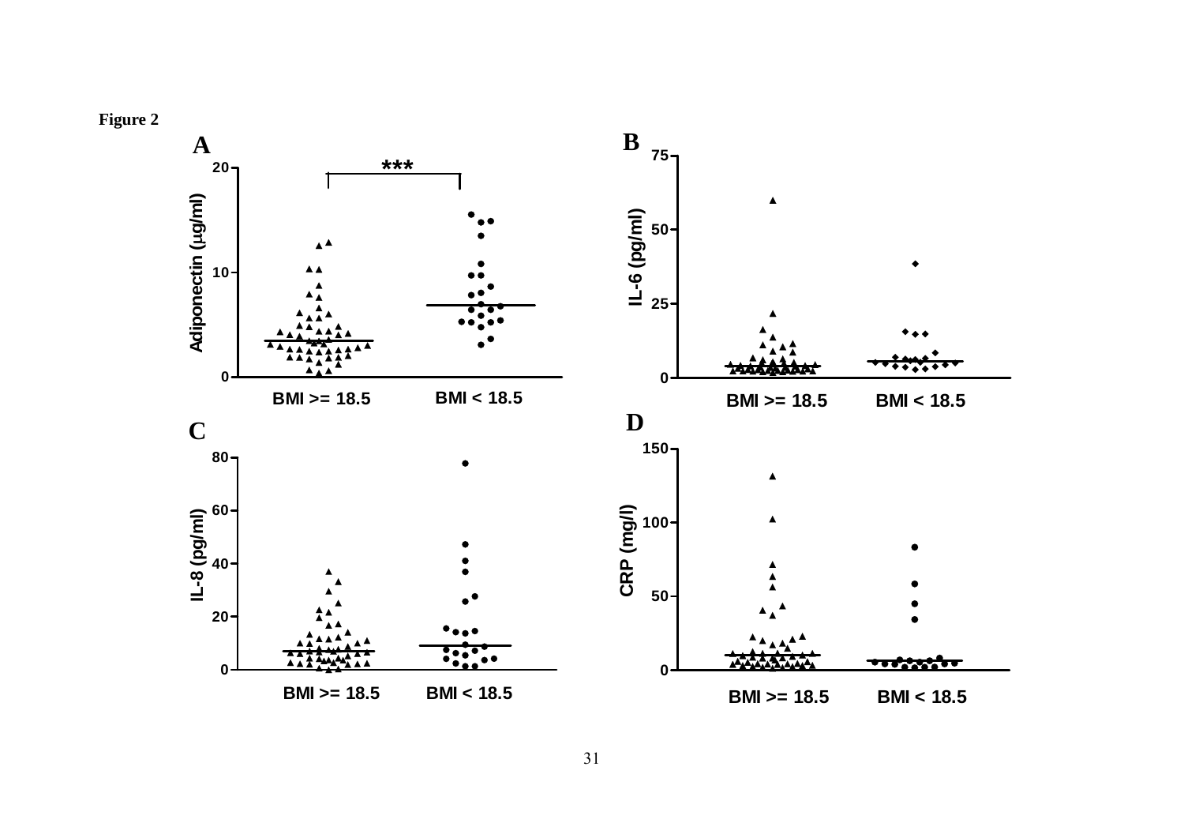**Figure 2**

A

B

C

D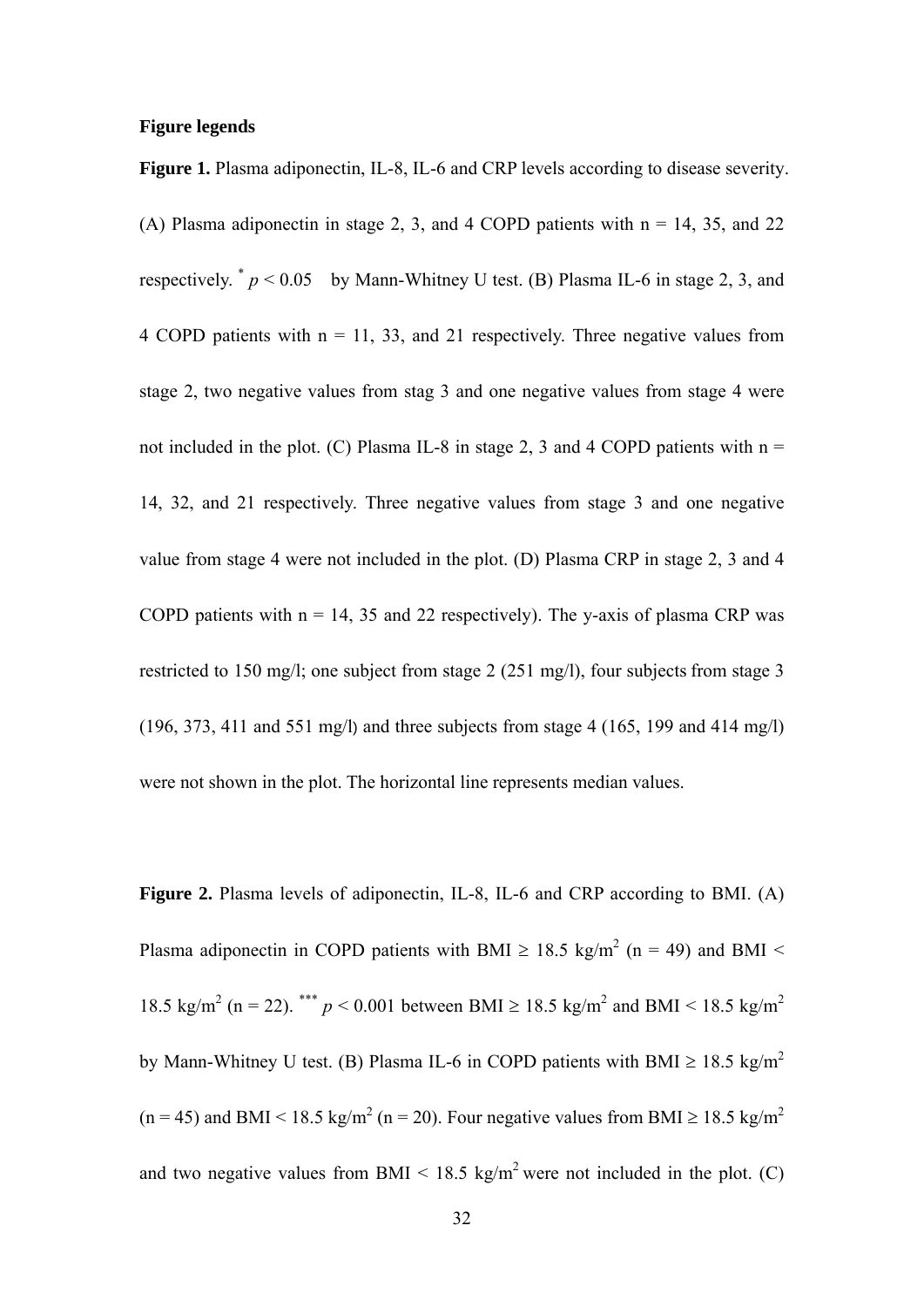**Figure legends**

**Figure 1.** Plasma adiponectin, IL-8, IL-6 and CRP levels according to disease severity. (A) Plasma adiponectin in stage 2, 3, and 4 COPD patients with n = 14, 35, and 22 respectively. $^{*}$ $p < 0.05$ by Mann-Whitney U test. (B) Plasma IL-6 in stage 2, 3, and 4 COPD patients with n = 11, 33, and 21 respectively. Three negative values from stage 2, two negative values from stag 3 and one negative values from stage 4 were not included in the plot. (C) Plasma IL-8 in stage 2, 3 and 4 COPD patients with n = 14, 32, and 21 respectively. Three negative values from stage 3 and one negative value from stage 4 were not included in the plot. (D) Plasma CRP in stage 2, 3 and 4 COPD patients with n = 14, 35 and 22 respectively). The y-axis of plasma CRP was restricted to 150 mg/l; one subject from stage 2 (251 mg/l), four subjects from stage 3 (196, 373, 411 and 551 mg/l) and three subjects from stage 4 (165, 199 and 414 mg/l) were not shown in the plot. The horizontal line represents median values.

**Figure 2.** Plasma levels of adiponectin, IL-8, IL-6 and CRP according to BMI. (A) Plasma adiponectin in COPD patients with BMI $\geq$ 18.5 kg/m$^2$ (n = 49) and BMI < 18.5 kg/m$^2$ (n = 22). $^{***}$ $p < 0.001$ between BMI $\geq$ 18.5 kg/m$^2$ and BMI < 18.5 kg/m$^2$ by Mann-Whitney U test. (B) Plasma IL-6 in COPD patients with BMI $\geq$ 18.5 kg/m$^2$ (n = 45) and BMI < 18.5 kg/m$^2$ (n = 20). Four negative values from BMI $\geq$ 18.5 kg/m$^2$ and two negative values from BMI < 18.5 kg/m$^2$ were not included in the plot. (C)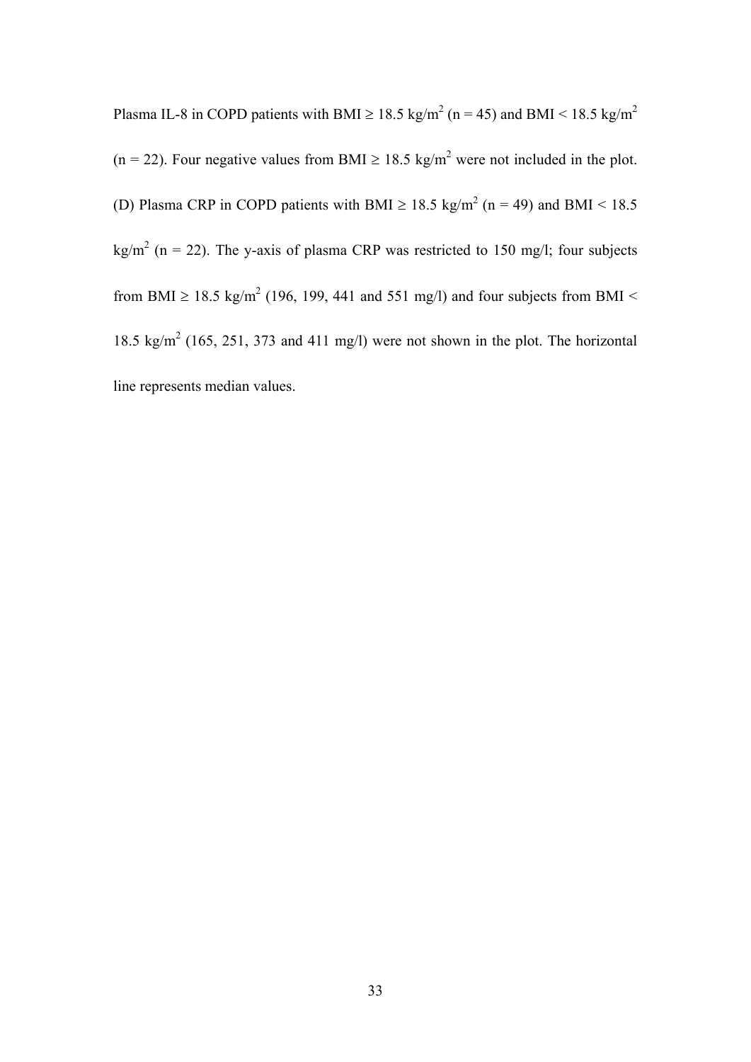Plasma IL-8 in COPD patients with BMI ≥ 18.5 $kg/m^2$ (n = 45) and BMI < 18.5 $kg/m^2$ (n = 22). Four negative values from BMI ≥ 18.5 $kg/m^2$ were not included in the plot. (D) Plasma CRP in COPD patients with BMI ≥ 18.5 $kg/m^2$ (n = 49) and BMI < 18.5 $kg/m^2$ (n = 22). The y-axis of plasma CRP was restricted to 150 mg/l; four subjects from BMI ≥ 18.5 $kg/m^2$ (196, 199, 441 and 551 mg/l) and four subjects from BMI < 18.5 $kg/m^2$ (165, 251, 373 and 411 mg/l) were not shown in the plot. The horizontal line represents median values.